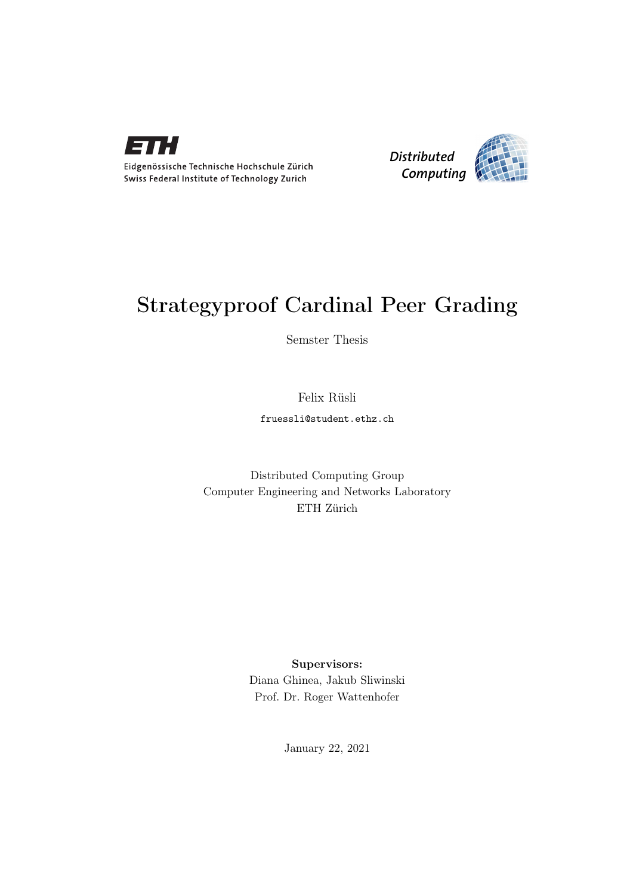Eidgenössische Technische Hochschule Zürich
Swiss Federal Institute of Technology Zurich

Distributed Computing

# Strategyproof Cardinal Peer Grading

Semster Thesis

Felix Rüsli

fruessli@student.ethz.ch

Distributed Computing Group
Computer Engineering and Networks Laboratory
ETH Zürich

**Supervisors:**
Diana Ghinea, Jakub Sliwinski
Prof. Dr. Roger Wattenhofer

January 22, 2021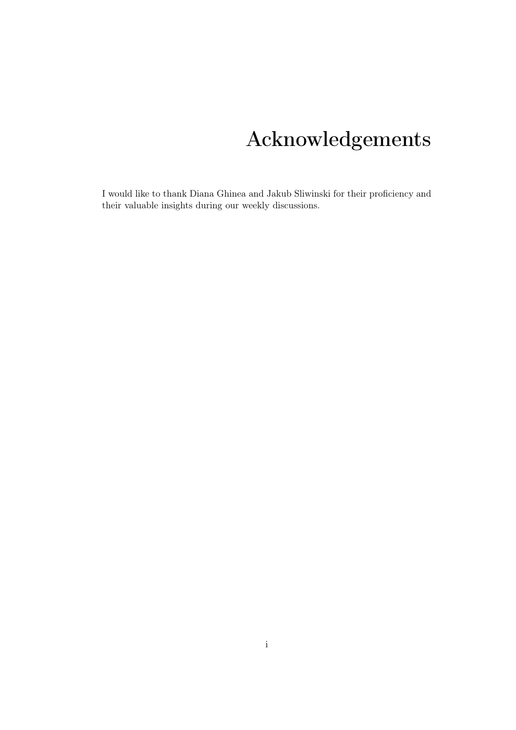# Acknowledgements

I would like to thank Diana Ghinea and Jakub Sliwinski for their proficiency and their valuable insights during our weekly discussions.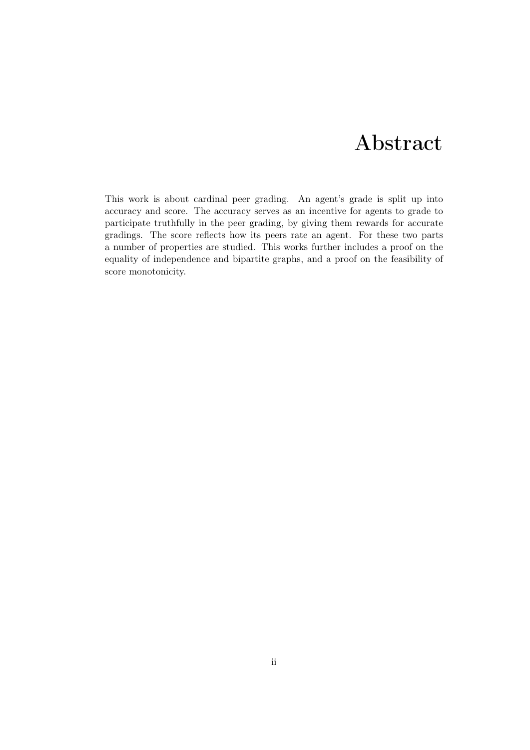# Abstract

This work is about cardinal peer grading. An agent's grade is split up into accuracy and score. The accuracy serves as an incentive for agents to grade to participate truthfully in the peer grading, by giving them rewards for accurate gradings. The score reflects how its peers rate an agent. For these two parts a number of properties are studied. This works further includes a proof on the equality of independence and bipartite graphs, and a proof on the feasibility of score monotonicity.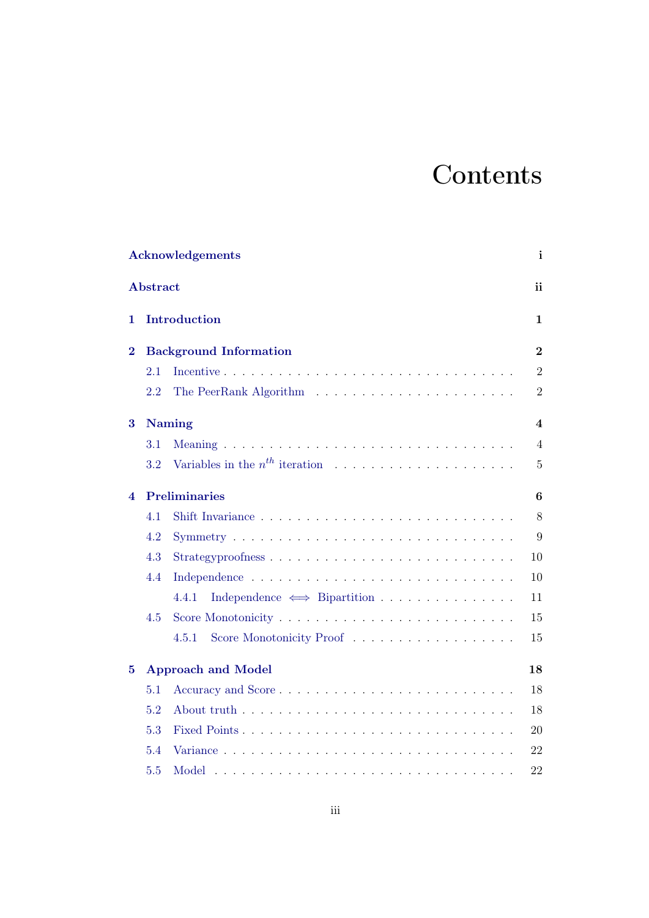# Contents

| | |
|---|---|
| **Acknowledgements** | **i** |
| **Abstract** | **ii** |
| **1 Introduction** | **1** |
| **2 Background Information** | **2** |
| 2.1 Incentive | 2 |
| 2.2 The PeerRank Algorithm | 2 |
| **3 Naming** | **4** |
| 3.1 Meaning | 4 |
| 3.2 Variables in the $n^{th}$ iteration | 5 |
| **4 Preliminaries** | **6** |
| 4.1 Shift Invariance | 8 |
| 4.2 Symmetry | 9 |
| 4.3 Strategyproofness | 10 |
| 4.4 Independence | 10 |
| 4.4.1 Independence $\iff$ Bipartition | 11 |
| 4.5 Score Monotonicity | 15 |
| 4.5.1 Score Monotonicity Proof | 15 |
| **5 Approach and Model** | **18** |
| 5.1 Accuracy and Score | 18 |
| 5.2 About truth | 18 |
| 5.3 Fixed Points | 20 |
| 5.4 Variance | 22 |
| 5.5 Model | 22 |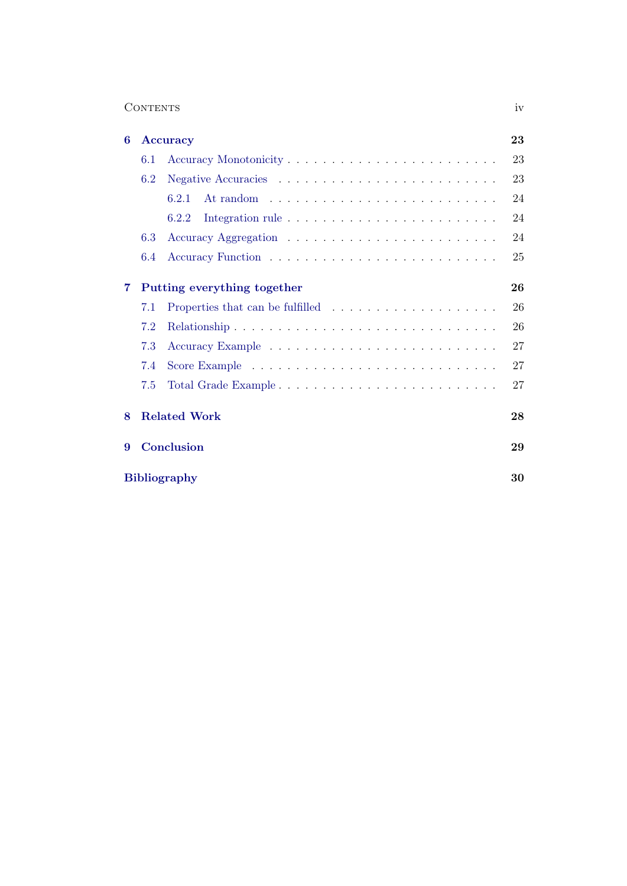| | | |
|---|---|---|
| **6** | **Accuracy** | **23** |
| 6.1 | Accuracy Monotonicity | 23 |
| 6.2 | Negative Accuracies | 23 |
| 6.2.1 | At random | 24 |
| 6.2.2 | Integration rule | 24 |
| 6.3 | Accuracy Aggregation | 24 |
| 6.4 | Accuracy Function | 25 |
| **7** | **Putting everything together** | **26** |
| 7.1 | Properties that can be fulfilled | 26 |
| 7.2 | Relationship | 26 |
| 7.3 | Accuracy Example | 27 |
| 7.4 | Score Example | 27 |
| 7.5 | Total Grade Example | 27 |
| **8** | **Related Work** | **28** |
| **9** | **Conclusion** | **29** |
| | **Bibliography** | **30** |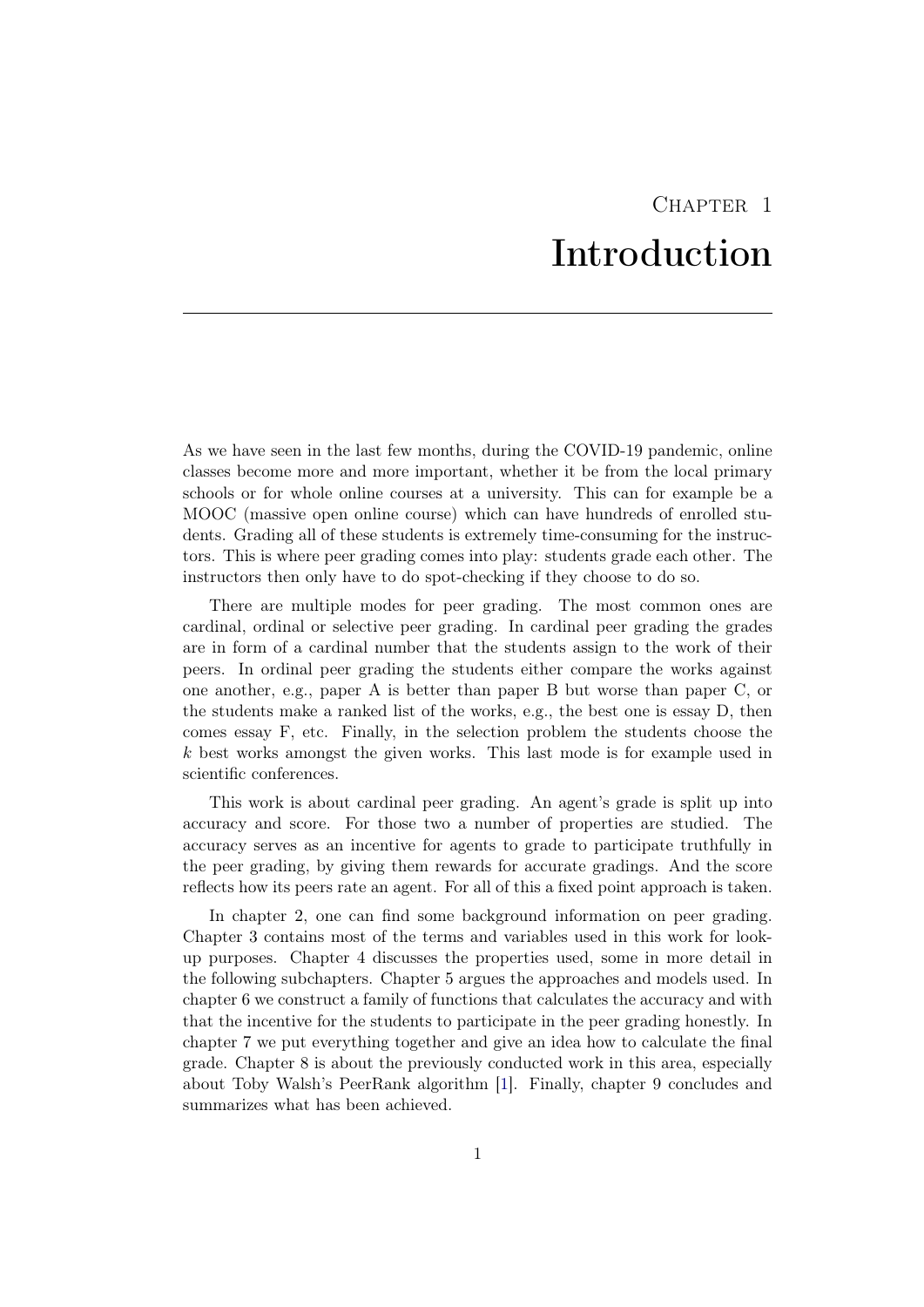# Chapter 1
# Introduction

As we have seen in the last few months, during the COVID-19 pandemic, online classes become more and more important, whether it be from the local primary schools or for whole online courses at a university. This can for example be a MOOC (massive open online course) which can have hundreds of enrolled students. Grading all of these students is extremely time-consuming for the instructors. This is where peer grading comes into play: students grade each other. The instructors then only have to do spot-checking if they choose to do so.

There are multiple modes for peer grading. The most common ones are cardinal, ordinal or selective peer grading. In cardinal peer grading the grades are in form of a cardinal number that the students assign to the work of their peers. In ordinal peer grading the students either compare the works against one another, e.g., paper A is better than paper B but worse than paper C, or the students make a ranked list of the works, e.g., the best one is essay D, then comes essay F, etc. Finally, in the selection problem the students choose the $k$ best works amongst the given works. This last mode is for example used in scientific conferences.

This work is about cardinal peer grading. An agent's grade is split up into accuracy and score. For those two a number of properties are studied. The accuracy serves as an incentive for agents to grade to participate truthfully in the peer grading, by giving them rewards for accurate gradings. And the score reflects how its peers rate an agent. For all of this a fixed point approach is taken.

In chapter 2, one can find some background information on peer grading. Chapter 3 contains most of the terms and variables used in this work for look-up purposes. Chapter 4 discusses the properties used, some in more detail in the following subchapters. Chapter 5 argues the approaches and models used. In chapter 6 we construct a family of functions that calculates the accuracy and with that the incentive for the students to participate in the peer grading honestly. In chapter 7 we put everything together and give an idea how to calculate the final grade. Chapter 8 is about the previously conducted work in this area, especially about Toby Walsh's PeerRank algorithm [1]. Finally, chapter 9 concludes and summarizes what has been achieved.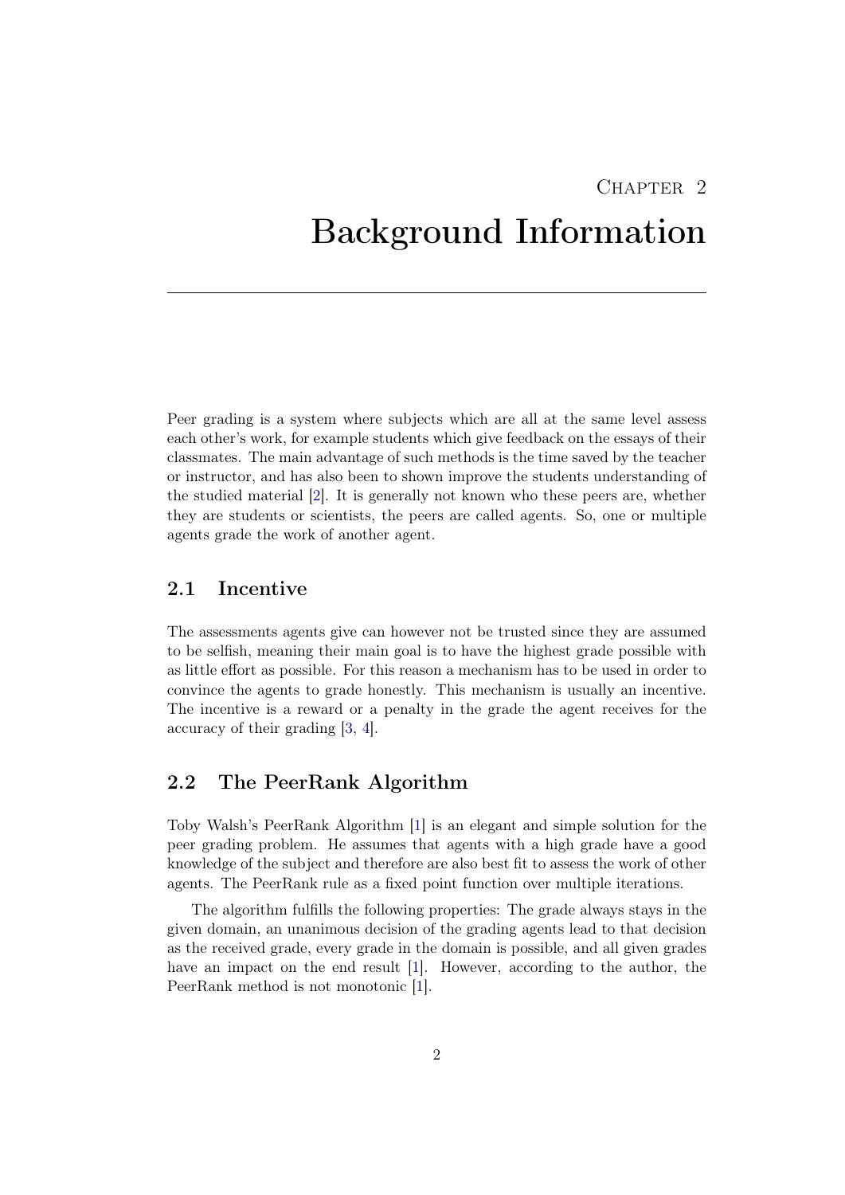# Chapter 2
# Background Information

Peer grading is a system where subjects which are all at the same level assess each other's work, for example students which give feedback on the essays of their classmates. The main advantage of such methods is the time saved by the teacher or instructor, and has also been to shown improve the students understanding of the studied material [2]. It is generally not known who these peers are, whether they are students or scientists, the peers are called agents. So, one or multiple agents grade the work of another agent.

## 2.1 Incentive

The assessments agents give can however not be trusted since they are assumed to be selfish, meaning their main goal is to have the highest grade possible with as little effort as possible. For this reason a mechanism has to be used in order to convince the agents to grade honestly. This mechanism is usually an incentive. The incentive is a reward or a penalty in the grade the agent receives for the accuracy of their grading [3, 4].

## 2.2 The PeerRank Algorithm

Toby Walsh's PeerRank Algorithm [1] is an elegant and simple solution for the peer grading problem. He assumes that agents with a high grade have a good knowledge of the subject and therefore are also best fit to assess the work of other agents. The PeerRank rule as a fixed point function over multiple iterations.

The algorithm fulfills the following properties: The grade always stays in the given domain, an unanimous decision of the grading agents lead to that decision as the received grade, every grade in the domain is possible, and all given grades have an impact on the end result [1]. However, according to the author, the PeerRank method is not monotonic [1].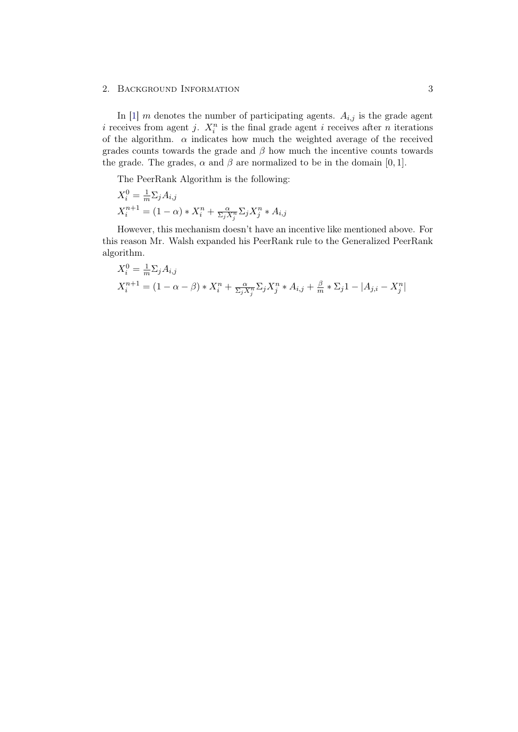In [1] $m$ denotes the number of participating agents. $A_{i,j}$ is the grade agent $i$ receives from agent $j$. $X_i^n$ is the final grade agent $i$ receives after $n$ iterations of the algorithm. $\alpha$ indicates how much the weighted average of the received grades counts towards the grade and $\beta$ how much the incentive counts towards the grade. The grades, $\alpha$ and $\beta$ are normalized to be in the domain $[0, 1]$.

The PeerRank Algorithm is the following:

$$X_i^0 = \frac{1}{m} \Sigma_j A_{i,j}$$

$$X_i^{n+1} = (1 - \alpha) * X_i^n + \frac{\alpha}{\Sigma_j X_j^n} \Sigma_j X_j^n * A_{i,j}$$

However, this mechanism doesn't have an incentive like mentioned above. For this reason Mr. Walsh expanded his PeerRank rule to the Generalized PeerRank algorithm.

$$X_i^0 = \frac{1}{m} \Sigma_j A_{i,j}$$

$$X_i^{n+1} = (1 - \alpha - \beta) * X_i^n + \frac{\alpha}{\Sigma_j X_j^n} \Sigma_j X_j^n * A_{i,j} + \frac{\beta}{m} * \Sigma_j 1 - |A_{j,i} - X_j^n|$$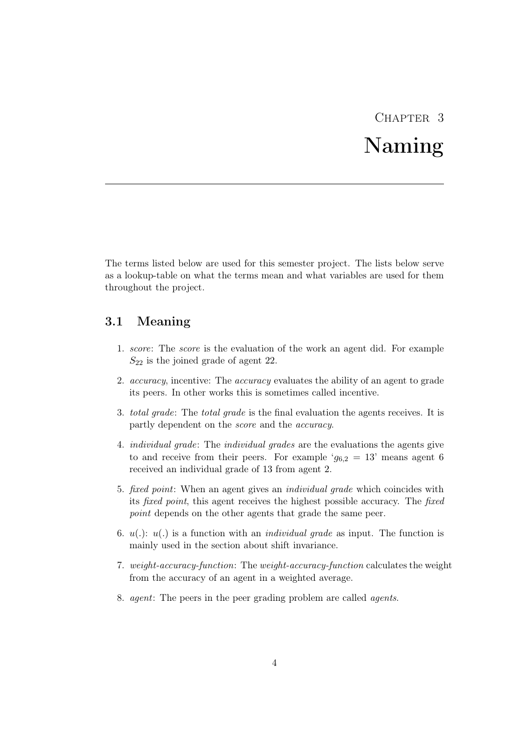# Chapter 3 Naming

The terms listed below are used for this semester project. The lists below serve as a lookup-table on what the terms mean and what variables are used for them throughout the project.

## 3.1 Meaning

1. *score*: The *score* is the evaluation of the work an agent did. For example $S_{22}$ is the joined grade of agent 22.
2. *accuracy*, incentive: The *accuracy* evaluates the ability of an agent to grade its peers. In other works this is sometimes called incentive.
3. *total grade*: The *total grade* is the final evaluation the agents receives. It is partly dependent on the *score* and the *accuracy*.
4. *individual grade*: The *individual grades* are the evaluations the agents give to and receive from their peers. For example '$g_{6,2} = 13$' means agent 6 received an individual grade of 13 from agent 2.
5. *fixed point*: When an agent gives an *individual grade* which coincides with its *fixed point*, this agent receives the highest possible accuracy. The *fixed point* depends on the other agents that grade the same peer.
6. $u(.)$: $u(.)$ is a function with an *individual grade* as input. The function is mainly used in the section about shift invariance.
7. *weight-accuracy-function*: The *weight-accuracy-function* calculates the weight from the accuracy of an agent in a weighted average.
8. *agent*: The peers in the peer grading problem are called *agents*.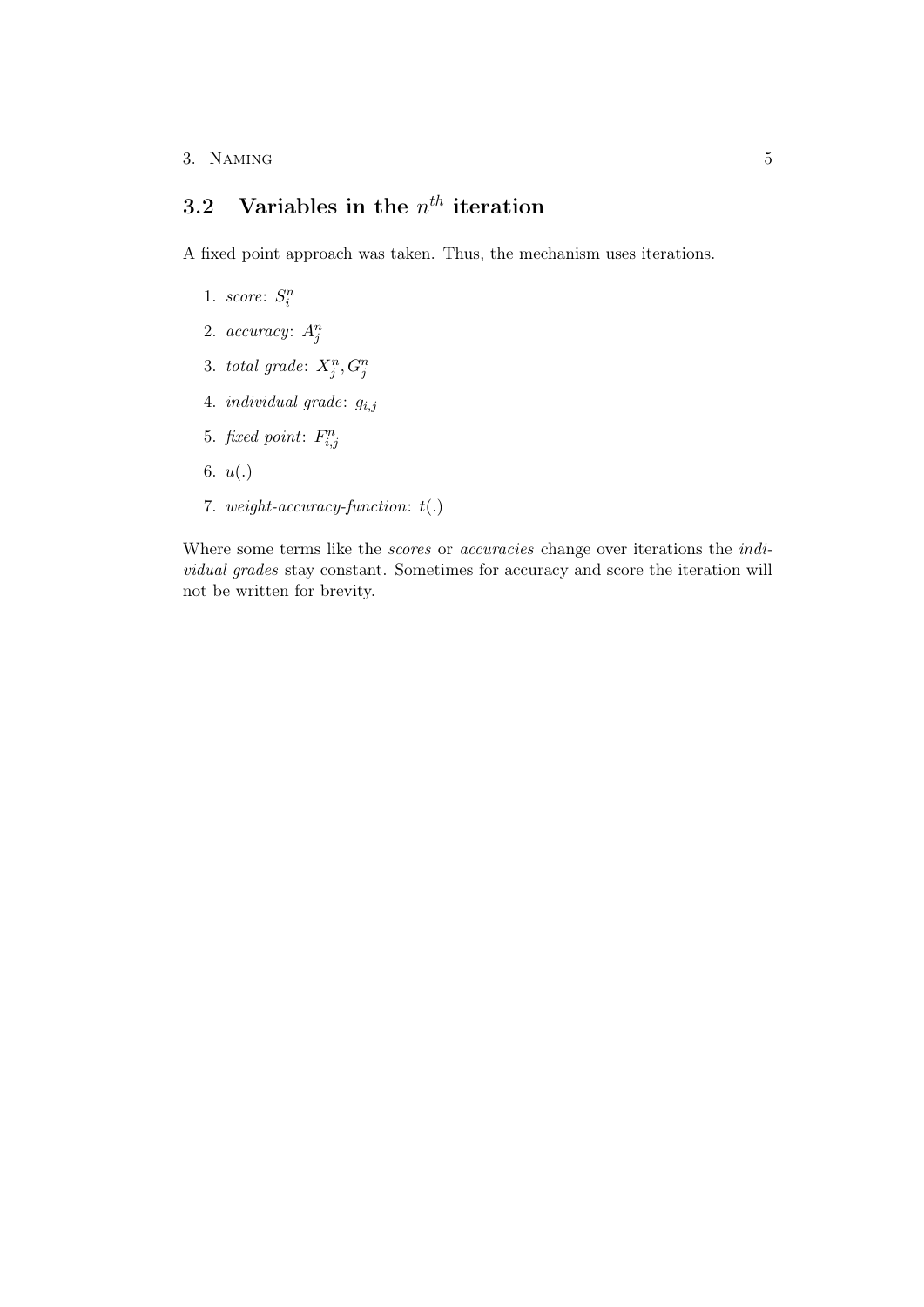## 3.2 Variables in the $n^{th}$ iteration

A fixed point approach was taken. Thus, the mechanism uses iterations.

1. *score*: $S_i^n$
2. *accuracy*: $A_j^n$
3. *total grade*: $X_j^n, G_j^n$
4. *individual grade*: $g_{i,j}$
5. *fixed point*: $F_{i,j}^n$
6. $u(.)$
7. *weight-accuracy-function*: $t(.)$

Where some terms like the *scores* or *accuracies* change over iterations the *individual grades* stay constant. Sometimes for accuracy and score the iteration will not be written for brevity.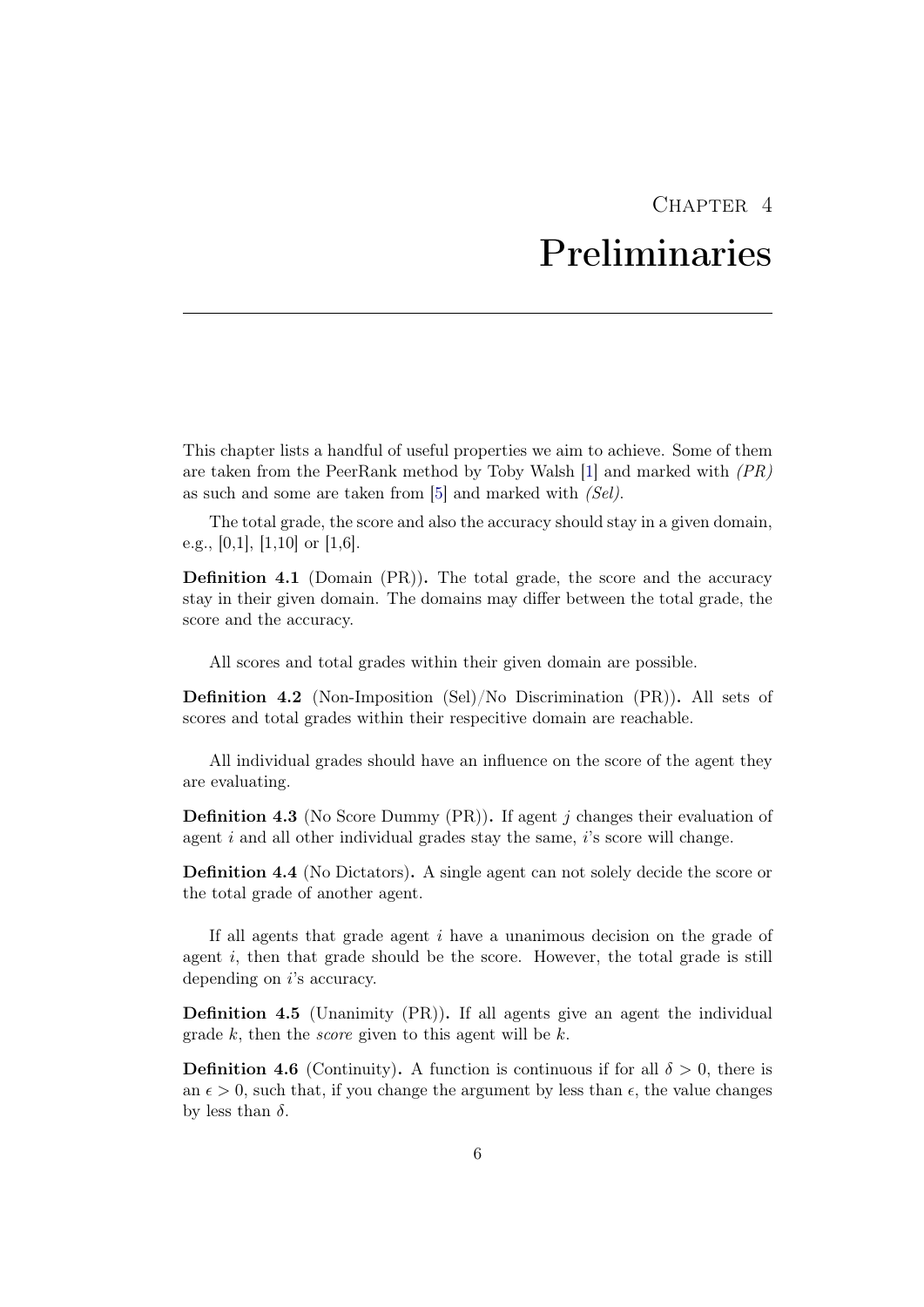# Chapter 4
# Preliminaries

This chapter lists a handful of useful properties we aim to achieve. Some of them are taken from the PeerRank method by Toby Walsh [1] and marked with *(PR)* as such and some are taken from [5] and marked with *(Sel)*.

The total grade, the score and also the accuracy should stay in a given domain, e.g., [0,1], [1,10] or [1,6].

**Definition 4.1** (Domain (PR))**.** The total grade, the score and the accuracy stay in their given domain. The domains may differ between the total grade, the score and the accuracy.

All scores and total grades within their given domain are possible.

**Definition 4.2** (Non-Imposition (Sel)/No Discrimination (PR))**.** All sets of scores and total grades within their respecitive domain are reachable.

All individual grades should have an influence on the score of the agent they are evaluating.

**Definition 4.3** (No Score Dummy (PR))**.** If agent $j$ changes their evaluation of agent $i$ and all other individual grades stay the same, $i$'s score will change.

**Definition 4.4** (No Dictators)**.** A single agent can not solely decide the score or the total grade of another agent.

If all agents that grade agent $i$ have a unanimous decision on the grade of agent $i$, then that grade should be the score. However, the total grade is still depending on $i$'s accuracy.

**Definition 4.5** (Unanimity (PR))**.** If all agents give an agent the individual grade $k$, then the *score* given to this agent will be $k$.

**Definition 4.6** (Continuity)**.** A function is continuous if for all $\delta > 0$, there is an $\epsilon > 0$, such that, if you change the argument by less than $\epsilon$, the value changes by less than $\delta$.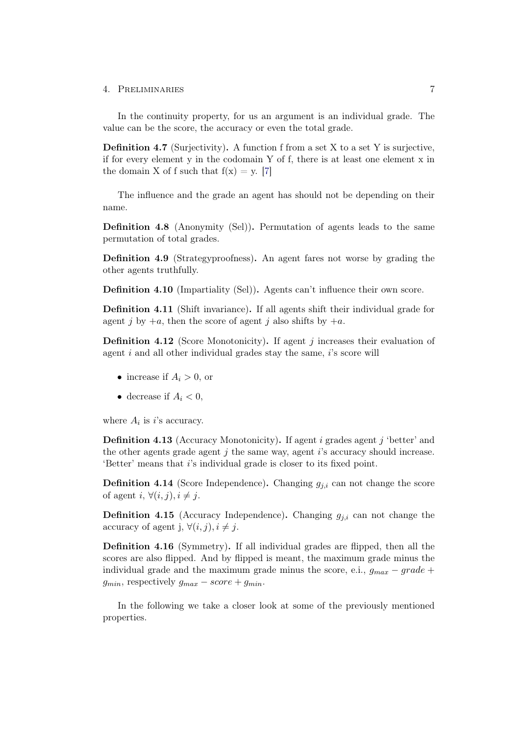In the continuity property, for us an argument is an individual grade. The value can be the score, the accuracy or even the total grade.

**Definition 4.7** (Surjectivity)**.** A function f from a set X to a set Y is surjective, if for every element y in the codomain Y of f, there is at least one element x in the domain X of f such that f(x) = y. [7]

The influence and the grade an agent has should not be depending on their name.

**Definition 4.8** (Anonymity (Sel))**.** Permutation of agents leads to the same permutation of total grades.

**Definition 4.9** (Strategyproofness)**.** An agent fares not worse by grading the other agents truthfully.

**Definition 4.10** (Impartiality (Sel))**.** Agents can't influence their own score.

**Definition 4.11** (Shift invariance)**.** If all agents shift their individual grade for agent $j$ by $+a$, then the score of agent $j$ also shifts by $+a$.

**Definition 4.12** (Score Monotonicity)**.** If agent $j$ increases their evaluation of agent $i$ and all other individual grades stay the same, $i$'s score will

- increase if $A_i > 0$, or
- decrease if $A_i < 0$,

where $A_i$ is $i$'s accuracy.

**Definition 4.13** (Accuracy Monotonicity)**.** If agent $i$ grades agent $j$ 'better' and the other agents grade agent $j$ the same way, agent $i$'s accuracy should increase. 'Better' means that $i$'s individual grade is closer to its fixed point.

**Definition 4.14** (Score Independence)**.** Changing $g_{j,i}$ can not change the score of agent $i$, $\forall(i,j), i \neq j$.

**Definition 4.15** (Accuracy Independence)**.** Changing $g_{j,i}$ can not change the accuracy of agent j, $\forall(i,j), i \neq j$.

**Definition 4.16** (Symmetry)**.** If all individual grades are flipped, then all the scores are also flipped. And by flipped is meant, the maximum grade minus the individual grade and the maximum grade minus the score, e.i., $g_{max} - grade + g_{min}$, respectively $g_{max} - score + g_{min}$.

In the following we take a closer look at some of the previously mentioned properties.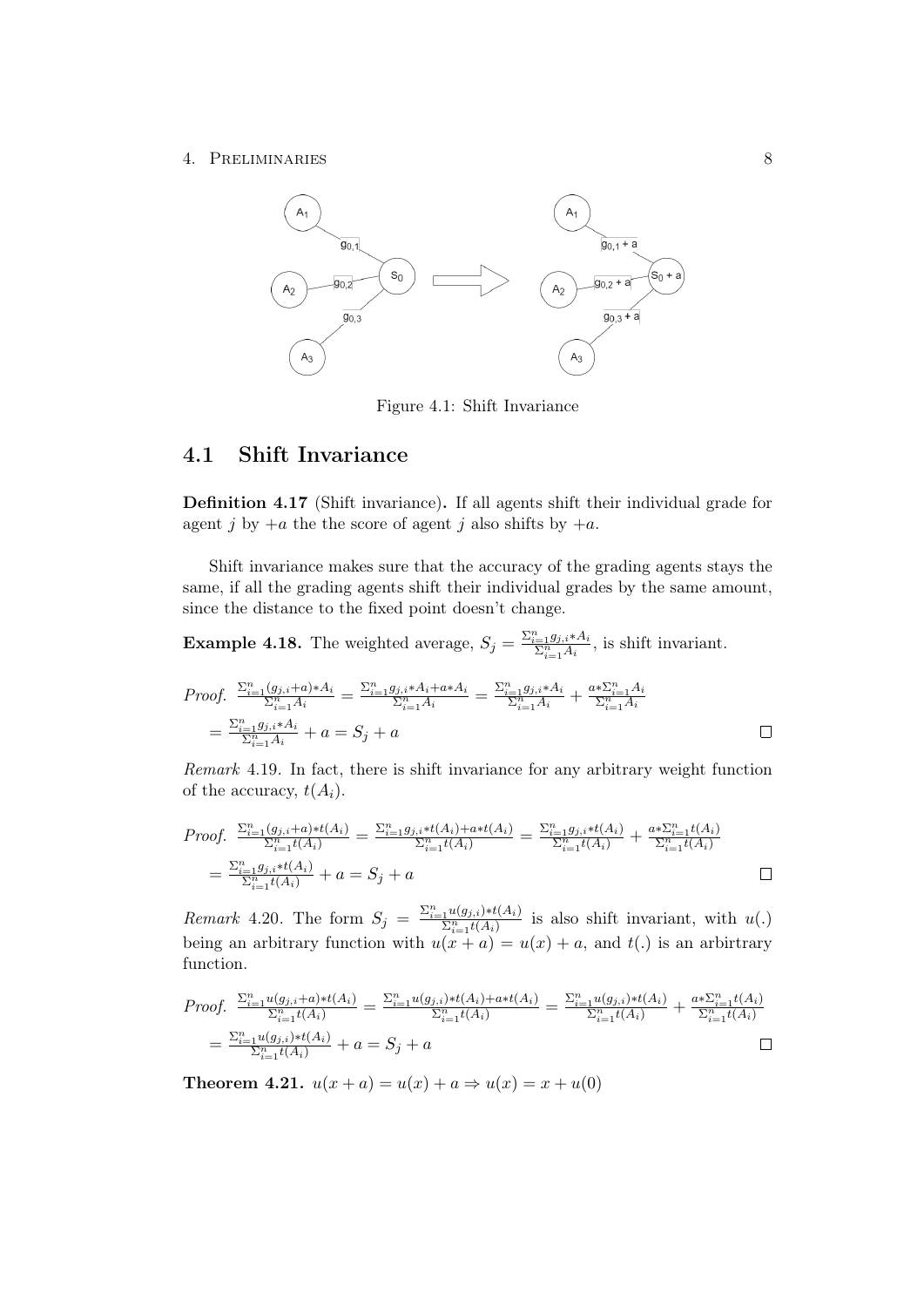Figure 4.1: Shift Invariance

## 4.1 Shift Invariance

**Definition 4.17** (Shift invariance)**.** If all agents shift their individual grade for agent $j$ by $+a$ the the score of agent $j$ also shifts by $+a$.

Shift invariance makes sure that the accuracy of the grading agents stays the same, if all the grading agents shift their individual grades by the same amount, since the distance to the fixed point doesn't change.

**Example 4.18.** The weighted average, $S_j = \frac{\Sigma_{i=1}^n g_{j,i} * A_i}{\Sigma_{i=1}^n A_i}$, is shift invariant.

*Proof.* $\frac{\Sigma_{i=1}^n (g_{j,i}+a) * A_i}{\Sigma_{i=1}^n A_i} = \frac{\Sigma_{i=1}^n g_{j,i} * A_i + a * A_i}{\Sigma_{i=1}^n A_i} = \frac{\Sigma_{i=1}^n g_{j,i} * A_i}{\Sigma_{i=1}^n A_i} + \frac{a * \Sigma_{i=1}^n A_i}{\Sigma_{i=1}^n A_i}$
$= \frac{\Sigma_{i=1}^n g_{j,i} * A_i}{\Sigma_{i=1}^n A_i} + a = S_j + a$ □

*Remark* 4.19. In fact, there is shift invariance for any arbitrary weight function of the accuracy, $t(A_i)$.

*Proof.* $\frac{\Sigma_{i=1}^n (g_{j,i}+a) * t(A_i)}{\Sigma_{i=1}^n t(A_i)} = \frac{\Sigma_{i=1}^n g_{j,i} * t(A_i) + a * t(A_i)}{\Sigma_{i=1}^n t(A_i)} = \frac{\Sigma_{i=1}^n g_{j,i} * t(A_i)}{\Sigma_{i=1}^n t(A_i)} + \frac{a * \Sigma_{i=1}^n t(A_i)}{\Sigma_{i=1}^n t(A_i)}$
$= \frac{\Sigma_{i=1}^n g_{j,i} * t(A_i)}{\Sigma_{i=1}^n t(A_i)} + a = S_j + a$ □

*Remark* 4.20. The form $S_j = \frac{\Sigma_{i=1}^n u(g_{j,i}) * t(A_i)}{\Sigma_{i=1}^n t(A_i)}$ is also shift invariant, with $u(.)$ being an arbitrary function with $u(x+a) = u(x) + a$, and $t(.)$ is an arbirtrary function.

*Proof.* $\frac{\Sigma_{i=1}^n u(g_{j,i}+a) * t(A_i)}{\Sigma_{i=1}^n t(A_i)} = \frac{\Sigma_{i=1}^n u(g_{j,i}) * t(A_i) + a * t(A_i)}{\Sigma_{i=1}^n t(A_i)} = \frac{\Sigma_{i=1}^n u(g_{j,i}) * t(A_i)}{\Sigma_{i=1}^n t(A_i)} + \frac{a * \Sigma_{i=1}^n t(A_i)}{\Sigma_{i=1}^n t(A_i)}$
$= \frac{\Sigma_{i=1}^n u(g_{j,i}) * t(A_i)}{\Sigma_{i=1}^n t(A_i)} + a = S_j + a$ □

**Theorem 4.21.** $u(x+a) = u(x) + a \Rightarrow u(x) = x + u(0)$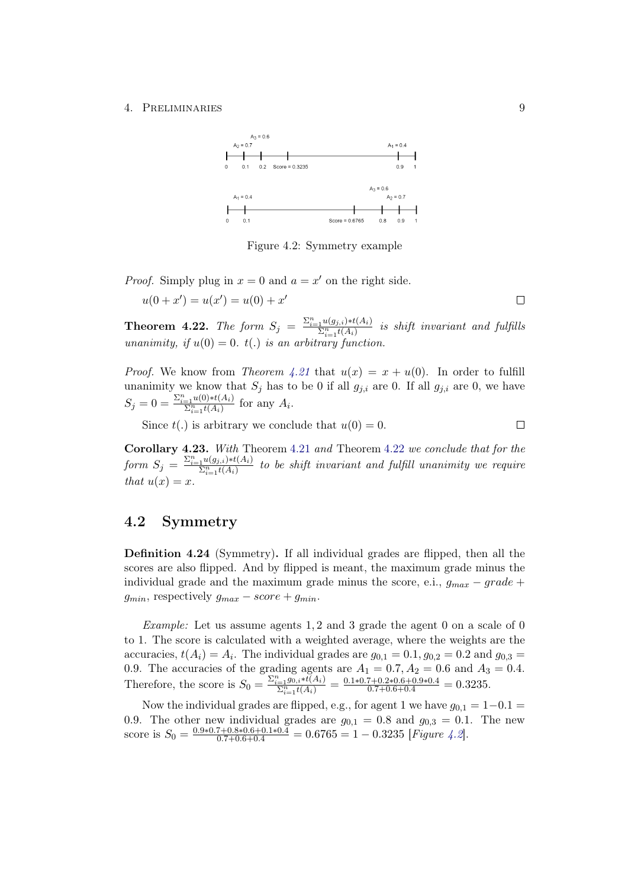Figure 4.2: Symmetry example

*Proof.* Simply plug in $x = 0$ and $a = x'$ on the right side.

$u(0 + x') = u(x') = u(0) + x'$ ◻

**Theorem 4.22.** *The form* $S_j = \frac{\Sigma_{i=1}^n u(g_{j,i}) * t(A_i)}{\Sigma_{i=1}^n t(A_i)}$ *is shift invariant and fulfills unanimity, if* $u(0) = 0$*.* $t(.)$ *is an arbitrary function.*

*Proof.* We know from *Theorem 4.21* that $u(x) = x + u(0)$. In order to fulfill unanimity we know that $S_j$ has to be 0 if all $g_{j,i}$ are 0. If all $g_{j,i}$ are 0, we have $S_j = 0 = \frac{\Sigma_{i=1}^n u(0) * t(A_i)}{\Sigma_{i=1}^n t(A_i)}$ for any $A_i$.

Since $t(.)$ is arbitrary we conclude that $u(0) = 0$. ◻

**Corollary 4.23.** *With* Theorem 4.21 *and* Theorem 4.22 *we conclude that for the form* $S_j = \frac{\Sigma_{i=1}^n u(g_{j,i}) * t(A_i)}{\Sigma_{i=1}^n t(A_i)}$ *to be shift invariant and fulfill unanimity we require that* $u(x) = x$*.*

## 4.2 Symmetry

**Definition 4.24** (Symmetry)**.** If all individual grades are flipped, then all the scores are also flipped. And by flipped is meant, the maximum grade minus the individual grade and the maximum grade minus the score, e.i., $g_{max} - grade + g_{min}$, respectively $g_{max} - score + g_{min}$.

*Example:* Let us assume agents 1, 2 and 3 grade the agent 0 on a scale of 0 to 1. The score is calculated with a weighted average, where the weights are the accuracies, $t(A_i) = A_i$. The individual grades are $g_{0,1} = 0.1, g_{0,2} = 0.2$ and $g_{0,3} = 0.9$. The accuracies of the grading agents are $A_1 = 0.7, A_2 = 0.6$ and $A_3 = 0.4$. Therefore, the score is $S_0 = \frac{\Sigma_{i=1}^n g_{0,i} * t(A_i)}{\Sigma_{i=1}^n t(A_i)} = \frac{0.1*0.7+0.2*0.6+0.9*0.4}{0.7+0.6+0.4} = 0.3235$.

Now the individual grades are flipped, e.g., for agent 1 we have $g_{0,1} = 1 - 0.1 = 0.9$. The other new individual grades are $g_{0,1} = 0.8$ and $g_{0,3} = 0.1$. The new score is $S_0 = \frac{0.9*0.7+0.8*0.6+0.1*0.4}{0.7+0.6+0.4} = 0.6765 = 1 - 0.3235$ [*Figure 4.2*].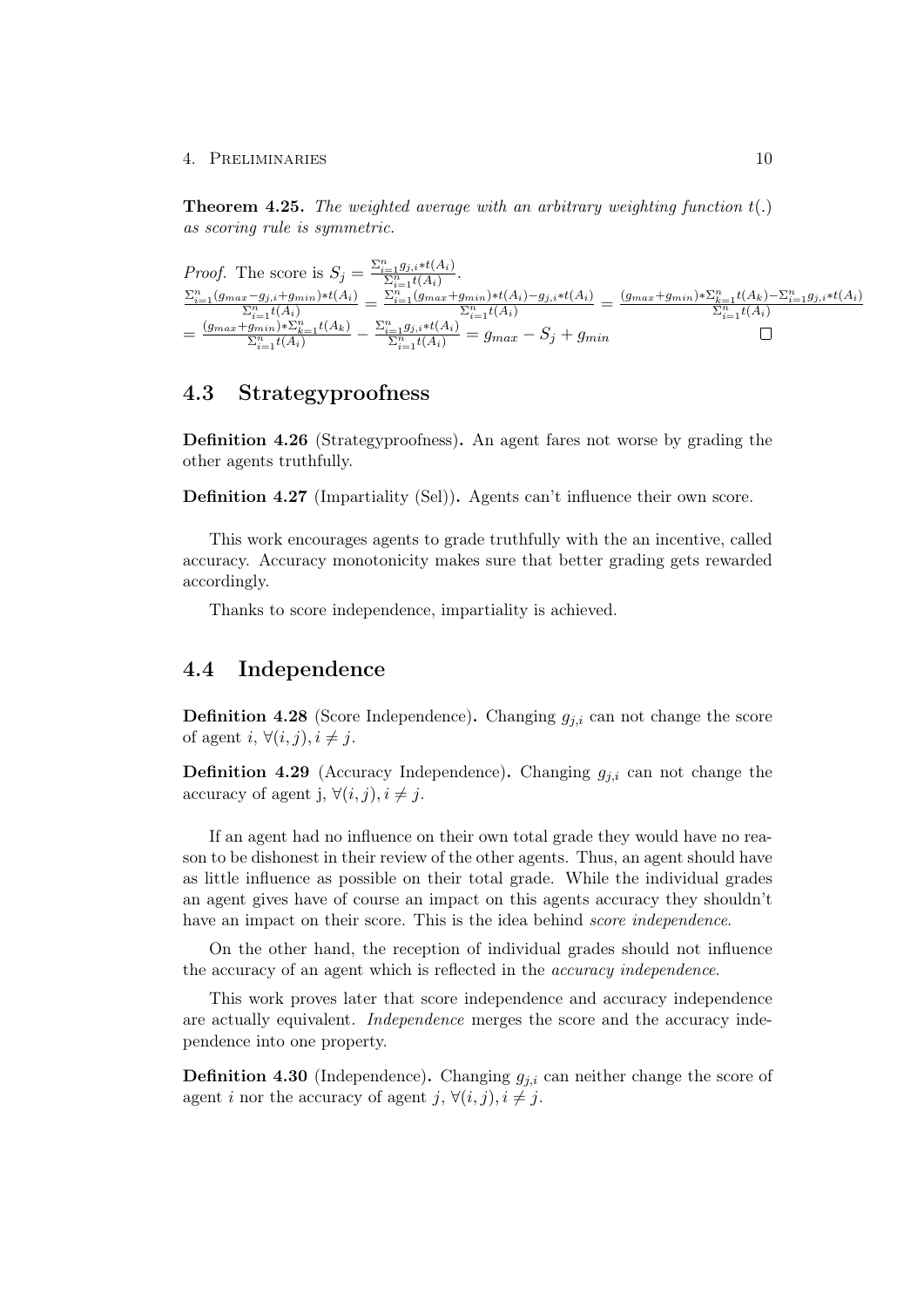**Theorem 4.25.** *The weighted average with an arbitrary weighting function $t(.)$ as scoring rule is symmetric.*

*Proof.* The score is $S_j = \frac{\Sigma_{i=1}^{n} g_{j,i} * t(A_i)}{\Sigma_{i=1}^{n} t(A_i)}$.

$$\frac{\Sigma_{i=1}^{n}(g_{max} - g_{j,i} + g_{min}) * t(A_i)}{\Sigma_{i=1}^{n} t(A_i)} = \frac{\Sigma_{i=1}^{n}(g_{max} + g_{min}) * t(A_i) - g_{j,i} * t(A_i)}{\Sigma_{i=1}^{n} t(A_i)} = \frac{(g_{max} + g_{min}) * \Sigma_{k=1}^{n} t(A_k) - \Sigma_{i=1}^{n} g_{j,i} * t(A_i)}{\Sigma_{i=1}^{n} t(A_i)}$$

$$= \frac{(g_{max} + g_{min}) * \Sigma_{k=1}^{n} t(A_k)}{\Sigma_{i=1}^{n} t(A_i)} - \frac{\Sigma_{i=1}^{n} g_{j,i} * t(A_i)}{\Sigma_{i=1}^{n} t(A_i)} = g_{max} - S_j + g_{min}$$

□

## 4.3 Strategyproofness

**Definition 4.26** (Strategyproofness)**.** An agent fares not worse by grading the other agents truthfully.

**Definition 4.27** (Impartiality (Sel))**.** Agents can't influence their own score.

This work encourages agents to grade truthfully with the an incentive, called accuracy. Accuracy monotonicity makes sure that better grading gets rewarded accordingly.

Thanks to score independence, impartiality is achieved.

## 4.4 Independence

**Definition 4.28** (Score Independence)**.** Changing $g_{j,i}$ can not change the score of agent $i$, $\forall (i,j), i \neq j$.

**Definition 4.29** (Accuracy Independence)**.** Changing $g_{j,i}$ can not change the accuracy of agent j, $\forall (i,j), i \neq j$.

If an agent had no influence on their own total grade they would have no reason to be dishonest in their review of the other agents. Thus, an agent should have as little influence as possible on their total grade. While the individual grades an agent gives have of course an impact on this agents accuracy they shouldn't have an impact on their score. This is the idea behind *score independence*.

On the other hand, the reception of individual grades should not influence the accuracy of an agent which is reflected in the *accuracy independence*.

This work proves later that score independence and accuracy independence are actually equivalent. *Independence* merges the score and the accuracy independence into one property.

**Definition 4.30** (Independence)**.** Changing $g_{j,i}$ can neither change the score of agent $i$ nor the accuracy of agent $j$, $\forall (i,j), i \neq j$.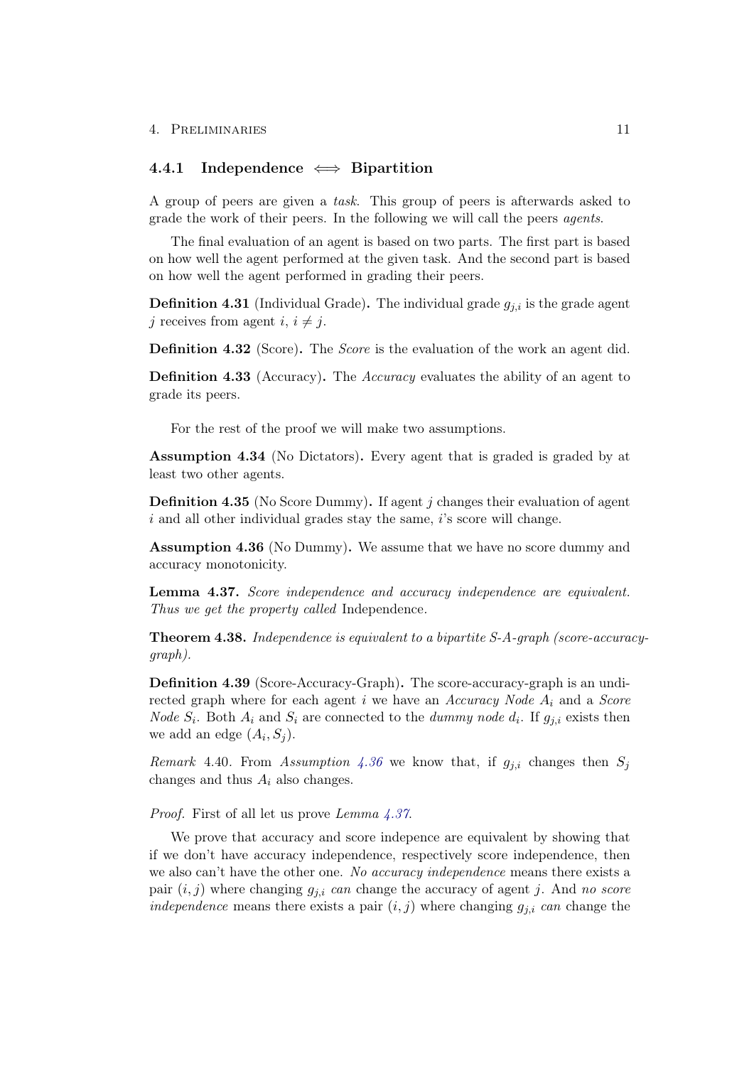### 4.4.1 Independence $\iff$ Bipartition

A group of peers are given a *task*. This group of peers is afterwards asked to grade the work of their peers. In the following we will call the peers *agents*.

The final evaluation of an agent is based on two parts. The first part is based on how well the agent performed at the given task. And the second part is based on how well the agent performed in grading their peers.

**Definition 4.31** (Individual Grade)**.** The individual grade $g_{j,i}$ is the grade agent $j$ receives from agent $i$, $i \neq j$.

**Definition 4.32** (Score)**.** The *Score* is the evaluation of the work an agent did.

**Definition 4.33** (Accuracy)**.** The *Accuracy* evaluates the ability of an agent to grade its peers.

For the rest of the proof we will make two assumptions.

**Assumption 4.34** (No Dictators)**.** Every agent that is graded is graded by at least two other agents.

**Definition 4.35** (No Score Dummy)**.** If agent $j$ changes their evaluation of agent $i$ and all other individual grades stay the same, $i$'s score will change.

**Assumption 4.36** (No Dummy)**.** We assume that we have no score dummy and accuracy monotonicity.

**Lemma 4.37.** *Score independence and accuracy independence are equivalent. Thus we get the property called* Independence*.*

**Theorem 4.38.** *Independence is equivalent to a bipartite S-A-graph (score-accuracy-graph).*

**Definition 4.39** (Score-Accuracy-Graph)**.** The score-accuracy-graph is an undirected graph where for each agent $i$ we have an *Accuracy Node* $A_i$ and a *Score Node* $S_i$. Both $A_i$ and $S_i$ are connected to the *dummy node* $d_i$. If $g_{j,i}$ exists then we add an edge $(A_i, S_j)$.

*Remark* 4.40. From *Assumption 4.36* we know that, if $g_{j,i}$ changes then $S_j$ changes and thus $A_i$ also changes.

*Proof.* First of all let us prove *Lemma 4.37*.

We prove that accuracy and score indepence are equivalent by showing that if we don't have accuracy independence, respectively score independence, then we also can't have the other one. *No accuracy independence* means there exists a pair $(i, j)$ where changing $g_{j,i}$ *can* change the accuracy of agent $j$. And *no score independence* means there exists a pair $(i, j)$ where changing $g_{j,i}$ *can* change the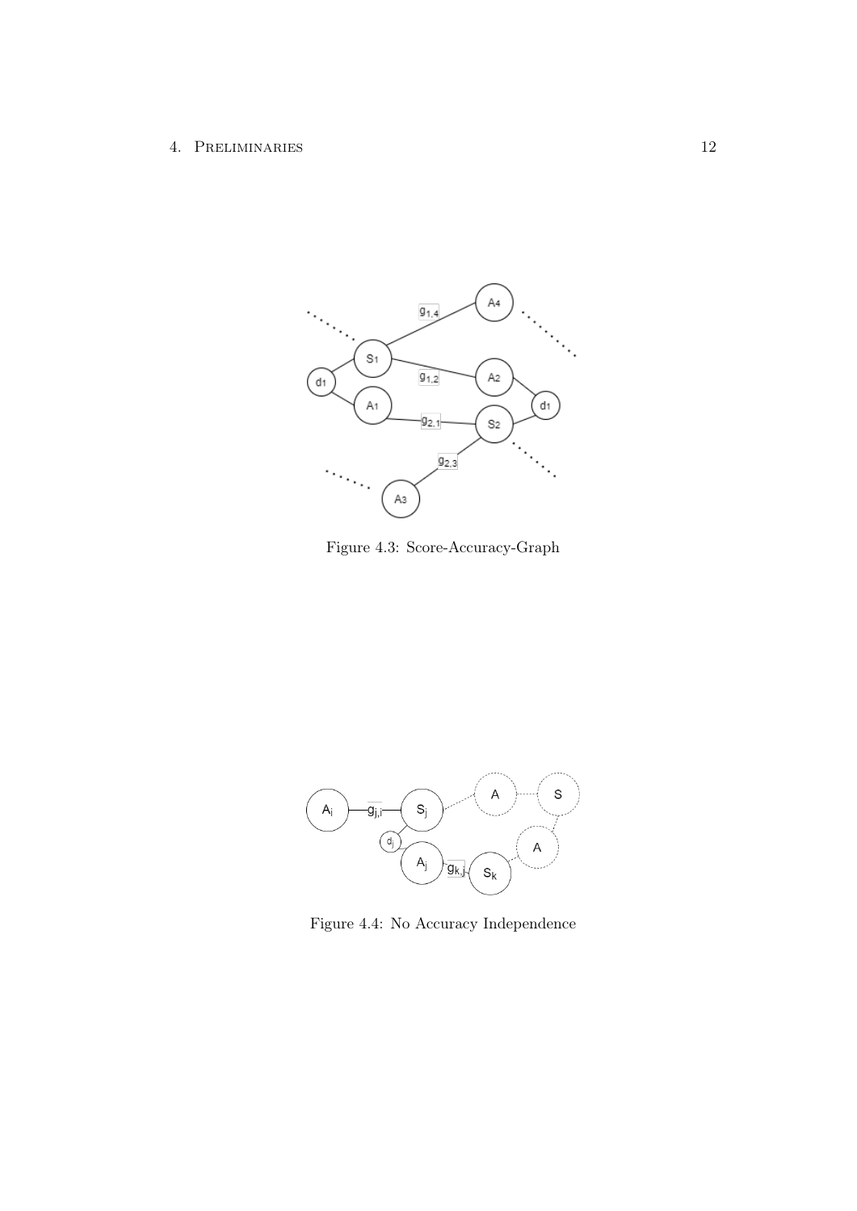Figure 4.3: Score-Accuracy-Graph

Figure 4.4: No Accuracy Independence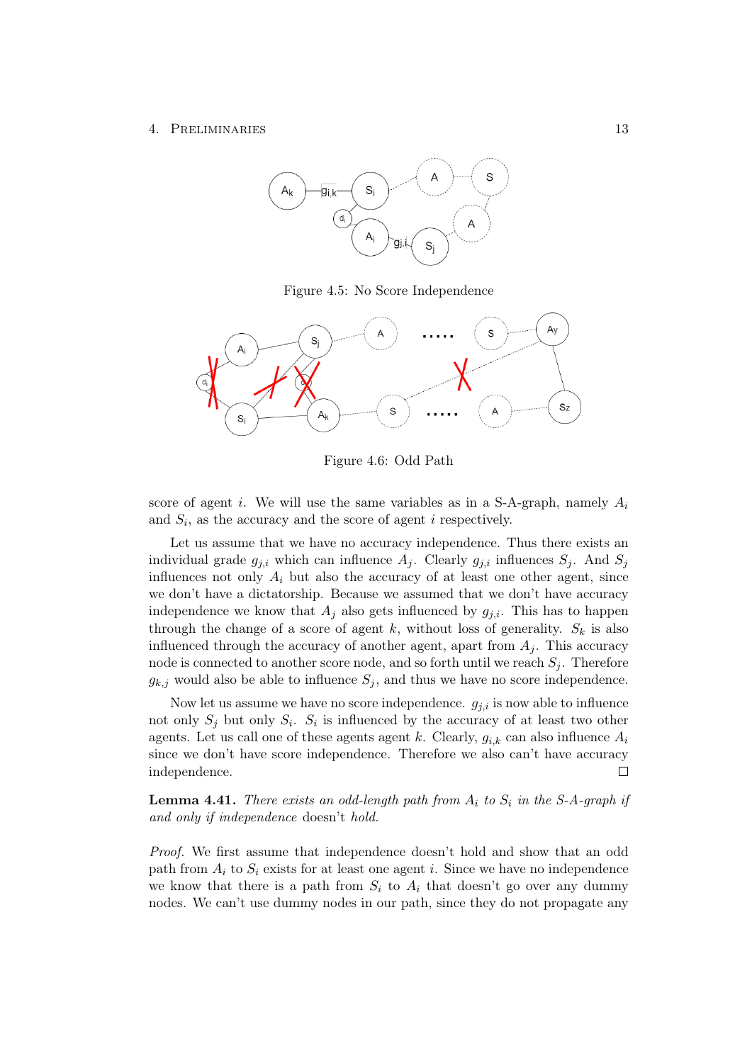Figure 4.5: No Score Independence

Figure 4.6: Odd Path

score of agent $i$. We will use the same variables as in a S-A-graph, namely $A_i$ and $S_i$, as the accuracy and the score of agent $i$ respectively.

Let us assume that we have no accuracy independence. Thus there exists an individual grade $g_{j,i}$ which can influence $A_j$. Clearly $g_{j,i}$ influences $S_j$. And $S_j$ influences not only $A_i$ but also the accuracy of at least one other agent, since we don't have a dictatorship. Because we assumed that we don't have accuracy independence we know that $A_j$ also gets influenced by $g_{j,i}$. This has to happen through the change of a score of agent $k$, without loss of generality. $S_k$ is also influenced through the accuracy of another agent, apart from $A_j$. This accuracy node is connected to another score node, and so forth until we reach $S_j$. Therefore $g_{k,j}$ would also be able to influence $S_j$, and thus we have no score independence.

Now let us assume we have no score independence. $g_{j,i}$ is now able to influence not only $S_j$ but only $S_i$. $S_i$ is influenced by the accuracy of at least two other agents. Let us call one of these agents agent $k$. Clearly, $g_{i,k}$ can also influence $A_i$ since we don't have score independence. Therefore we also can't have accuracy independence. □

**Lemma 4.41.** *There exists an odd-length path from $A_i$ to $S_i$ in the S-A-graph if and only if independence* doesn't *hold.*

*Proof.* We first assume that independence doesn't hold and show that an odd path from $A_i$ to $S_i$ exists for at least one agent $i$. Since we have no independence we know that there is a path from $S_i$ to $A_i$ that doesn't go over any dummy nodes. We can't use dummy nodes in our path, since they do not propagate any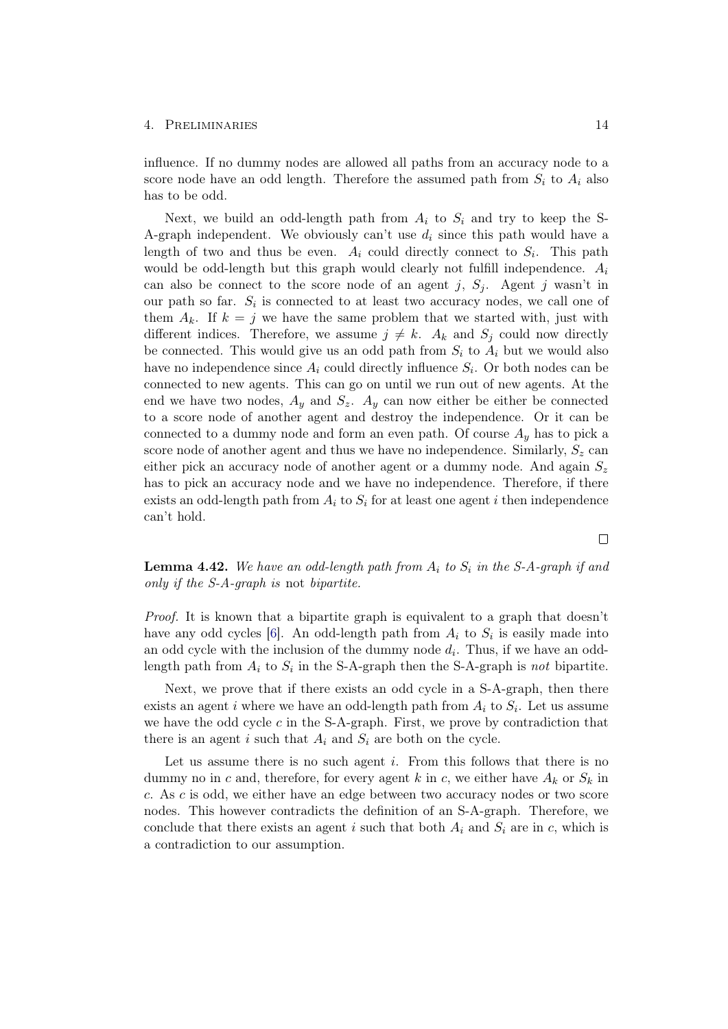influence. If no dummy nodes are allowed all paths from an accuracy node to a score node have an odd length. Therefore the assumed path from $S_i$ to $A_i$ also has to be odd.

Next, we build an odd-length path from $A_i$ to $S_i$ and try to keep the S-A-graph independent. We obviously can't use $d_i$ since this path would have a length of two and thus be even. $A_i$ could directly connect to $S_i$. This path would be odd-length but this graph would clearly not fulfill independence. $A_i$ can also be connect to the score node of an agent $j$, $S_j$. Agent $j$ wasn't in our path so far. $S_i$ is connected to at least two accuracy nodes, we call one of them $A_k$. If $k = j$ we have the same problem that we started with, just with different indices. Therefore, we assume $j \neq k$. $A_k$ and $S_j$ could now directly be connected. This would give us an odd path from $S_i$ to $A_i$ but we would also have no independence since $A_i$ could directly influence $S_i$. Or both nodes can be connected to new agents. This can go on until we run out of new agents. At the end we have two nodes, $A_y$ and $S_z$. $A_y$ can now either be either be connected to a score node of another agent and destroy the independence. Or it can be connected to a dummy node and form an even path. Of course $A_y$ has to pick a score node of another agent and thus we have no independence. Similarly, $S_z$ can either pick an accuracy node of another agent or a dummy node. And again $S_z$ has to pick an accuracy node and we have no independence. Therefore, if there exists an odd-length path from $A_i$ to $S_i$ for at least one agent $i$ then independence can't hold.

□

**Lemma 4.42.** *We have an odd-length path from $A_i$ to $S_i$ in the S-A-graph if and only if the S-A-graph is* not *bipartite.*

*Proof.* It is known that a bipartite graph is equivalent to a graph that doesn't have any odd cycles [6]. An odd-length path from $A_i$ to $S_i$ is easily made into an odd cycle with the inclusion of the dummy node $d_i$. Thus, if we have an odd-length path from $A_i$ to $S_i$ in the S-A-graph then the S-A-graph is *not* bipartite.

Next, we prove that if there exists an odd cycle in a S-A-graph, then there exists an agent $i$ where we have an odd-length path from $A_i$ to $S_i$. Let us assume we have the odd cycle $c$ in the S-A-graph. First, we prove by contradiction that there is an agent $i$ such that $A_i$ and $S_i$ are both on the cycle.

Let us assume there is no such agent $i$. From this follows that there is no dummy no in $c$ and, therefore, for every agent $k$ in $c$, we either have $A_k$ or $S_k$ in $c$. As $c$ is odd, we either have an edge between two accuracy nodes or two score nodes. This however contradicts the definition of an S-A-graph. Therefore, we conclude that there exists an agent $i$ such that both $A_i$ and $S_i$ are in $c$, which is a contradiction to our assumption.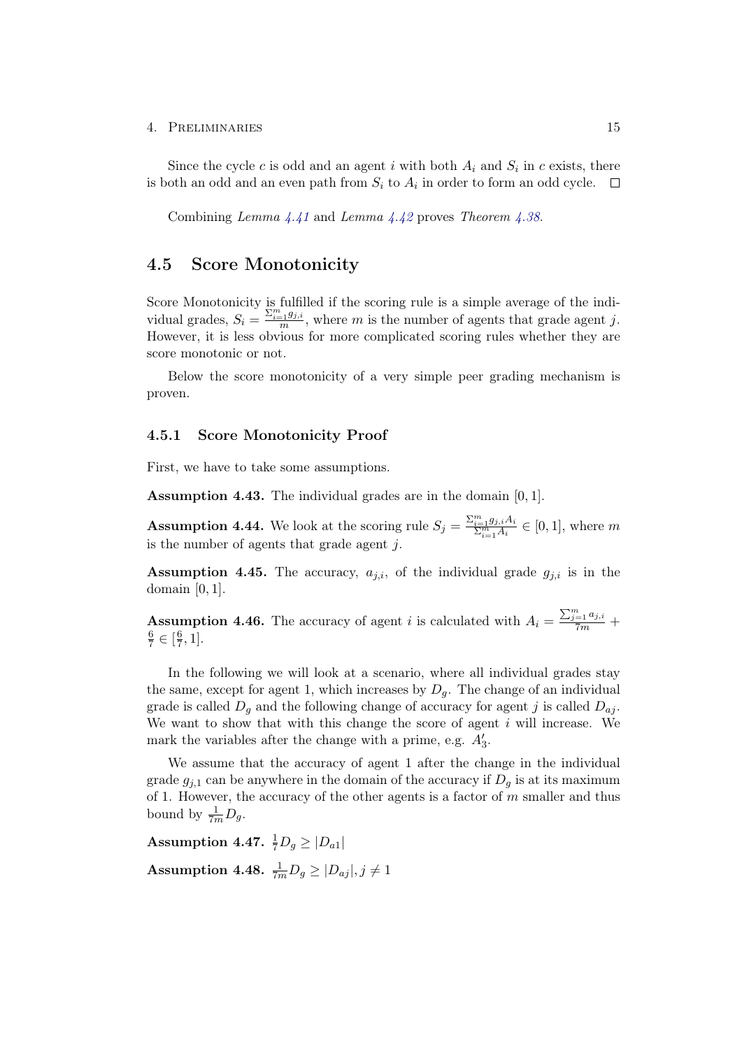Since the cycle $c$ is odd and an agent $i$ with both $A_i$ and $S_i$ in $c$ exists, there is both an odd and an even path from $S_i$ to $A_i$ in order to form an odd cycle. □

Combining *Lemma 4.41* and *Lemma 4.42* proves *Theorem 4.38*.

## 4.5 Score Monotonicity

Score Monotonicity is fulfilled if the scoring rule is a simple average of the individual grades, $S_i = \frac{\sum_{i=1}^{m} g_{j,i}}{m}$, where $m$ is the number of agents that grade agent $j$. However, it is less obvious for more complicated scoring rules whether they are score monotonic or not.

Below the score monotonicity of a very simple peer grading mechanism is proven.

### 4.5.1 Score Monotonicity Proof

First, we have to take some assumptions.

**Assumption 4.43.** The individual grades are in the domain $[0, 1]$.

**Assumption 4.44.** We look at the scoring rule $S_j = \frac{\sum_{i=1}^{m} g_{j,i} A_i}{\sum_{i=1}^{m} A_i} \in [0, 1]$, where $m$ is the number of agents that grade agent $j$.

**Assumption 4.45.** The accuracy, $a_{j,i}$, of the individual grade $g_{j,i}$ is in the domain $[0, 1]$.

**Assumption 4.46.** The accuracy of agent $i$ is calculated with $A_i = \frac{\sum_{j=1}^{m} a_{j,i}}{7m} + \frac{6}{7} \in [\frac{6}{7}, 1]$.

In the following we will look at a scenario, where all individual grades stay the same, except for agent 1, which increases by $D_g$. The change of an individual grade is called $D_g$ and the following change of accuracy for agent $j$ is called $D_{aj}$. We want to show that with this change the score of agent $i$ will increase. We mark the variables after the change with a prime, e.g. $A'_3$.

We assume that the accuracy of agent 1 after the change in the individual grade $g_{j,1}$ can be anywhere in the domain of the accuracy if $D_g$ is at its maximum of 1. However, the accuracy of the other agents is a factor of $m$ smaller and thus bound by $\frac{1}{7m} D_g$.

**Assumption 4.47.** $\frac{1}{7} D_g \geq |D_{a1}|$

**Assumption 4.48.** $\frac{1}{7m} D_g \geq |D_{aj}|, j \neq 1$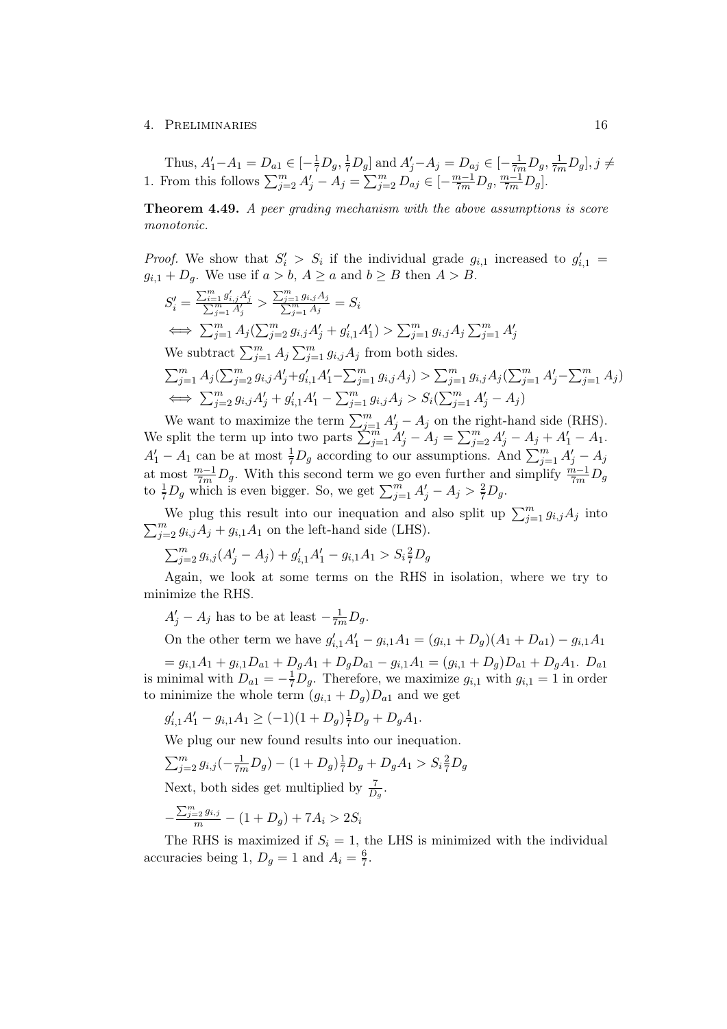Thus, $A'_1 - A_1 = D_{a1} \in [-\frac{1}{7}D_g, \frac{1}{7}D_g]$ and $A'_j - A_j = D_{aj} \in [-\frac{1}{7m}D_g, \frac{1}{7m}D_g], j \neq 1$. From this follows $\sum_{j=2}^{m} A'_j - A_j = \sum_{j=2}^{m} D_{aj} \in [-\frac{m-1}{7m}D_g, \frac{m-1}{7m}D_g]$.

**Theorem 4.49.** *A peer grading mechanism with the above assumptions is score monotonic.*

*Proof.* We show that $S'_i > S_i$ if the individual grade $g_{i,1}$ increased to $g'_{i,1} = g_{i,1} + D_g$. We use if $a > b$, $A \geq a$ and $b \geq B$ then $A > B$.

$S'_i = \frac{\sum_{i=1}^{m} g'_{i,j} A'_j}{\sum_{j=1}^{m} A'_j} > \frac{\sum_{j=1}^{m} g_{i,j} A_j}{\sum_{j=1}^{m} A_j} = S_i$

$\iff \sum_{j=1}^{m} A_j (\sum_{j=2}^{m} g_{i,j} A'_j + g'_{i,1} A'_1) > \sum_{j=1}^{m} g_{i,j} A_j \sum_{j=1}^{m} A'_j$

We subtract $\sum_{j=1}^{m} A_j \sum_{j=1}^{m} g_{i,j} A_j$ from both sides.

$\sum_{j=1}^{m} A_j (\sum_{j=2}^{m} g_{i,j} A'_j + g'_{i,1} A'_1 - \sum_{j=1}^{m} g_{i,j} A_j) > \sum_{j=1}^{m} g_{i,j} A_j (\sum_{j=1}^{m} A'_j - \sum_{j=1}^{m} A_j)$

$\iff \sum_{j=2}^{m} g_{i,j} A'_j + g'_{i,1} A'_1 - \sum_{j=1}^{m} g_{i,j} A_j > S_i (\sum_{j=1}^{m} A'_j - A_j)$

We want to maximize the term $\sum_{j=1}^{m} A'_j - A_j$ on the right-hand side (RHS). We split the term up into two parts $\sum_{j=1}^{m} A'_j - A_j = \sum_{j=2}^{m} A'_j - A_j + A'_1 - A_1$. $A'_1 - A_1$ can be at most $\frac{1}{7}D_g$ according to our assumptions. And $\sum_{j=1}^{m} A'_j - A_j$ at most $\frac{m-1}{7m}D_g$. With this second term we go even further and simplify $\frac{m-1}{7m}D_g$ to $\frac{1}{7}D_g$ which is even bigger. So, we get $\sum_{j=1}^{m} A'_j - A_j > \frac{2}{7}D_g$.

We plug this result into our inequation and also split up $\sum_{j=1}^{m} g_{i,j} A_j$ into $\sum_{j=2}^{m} g_{i,j} A_j + g_{i,1} A_1$ on the left-hand side (LHS).

$\sum_{j=2}^{m} g_{i,j} (A'_j - A_j) + g'_{i,1} A'_1 - g_{i,1} A_1 > S_i \frac{2}{7} D_g$

Again, we look at some terms on the RHS in isolation, where we try to minimize the RHS.

$A'_j - A_j$ has to be at least $-\frac{1}{7m}D_g$.

On the other term we have $g'_{i,1} A'_1 - g_{i,1} A_1 = (g_{i,1} + D_g)(A_1 + D_{a1}) - g_{i,1} A_1$

$= g_{i,1} A_1 + g_{i,1} D_{a1} + D_g A_1 + D_g D_{a1} - g_{i,1} A_1 = (g_{i,1} + D_g) D_{a1} + D_g A_1$. $D_{a1}$ is minimal with $D_{a1} = -\frac{1}{7}D_g$. Therefore, we maximize $g_{i,1}$ with $g_{i,1} = 1$ in order to minimize the whole term $(g_{i,1} + D_g) D_{a1}$ and we get

$g'_{i,1} A'_1 - g_{i,1} A_1 \geq (-1)(1 + D_g) \frac{1}{7} D_g + D_g A_1$.

We plug our new found results into our inequation.

$\sum_{j=2}^{m} g_{i,j} (-\frac{1}{7m} D_g) - (1 + D_g) \frac{1}{7} D_g + D_g A_1 > S_i \frac{2}{7} D_g$

Next, both sides get multiplied by $\frac{7}{D_g}$.

$-\frac{\sum_{j=2}^{m} g_{i,j}}{m} - (1 + D_g) + 7A_i > 2S_i$

The RHS is maximized if $S_i = 1$, the LHS is minimized with the individual accuracies being 1, $D_g = 1$ and $A_i = \frac{6}{7}$.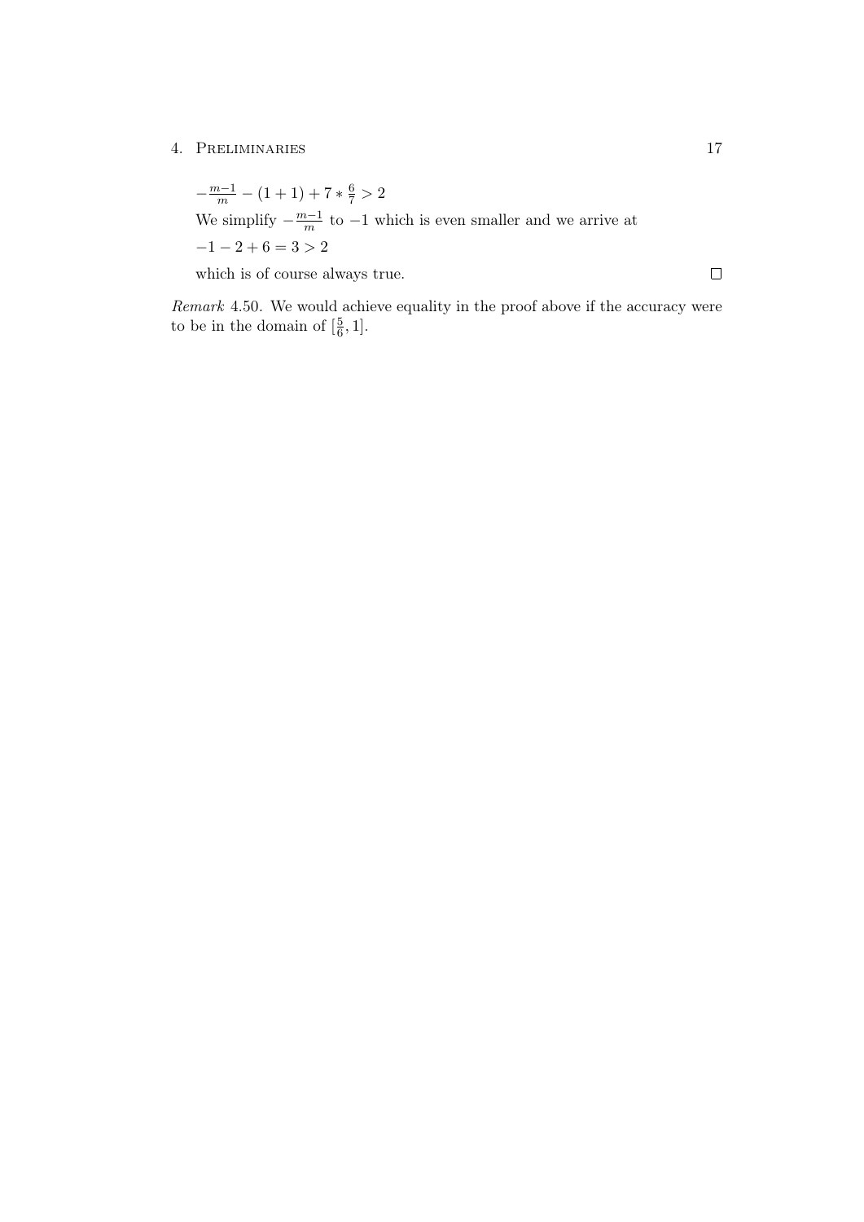$-\frac{m-1}{m} - (1+1) + 7 * \frac{6}{7} > 2$

We simplify $-\frac{m-1}{m}$ to $-1$ which is even smaller and we arrive at

$-1 - 2 + 6 = 3 > 2$

which is of course always true. □

*Remark* 4.50. We would achieve equality in the proof above if the accuracy were to be in the domain of $[\frac{5}{6}, 1]$.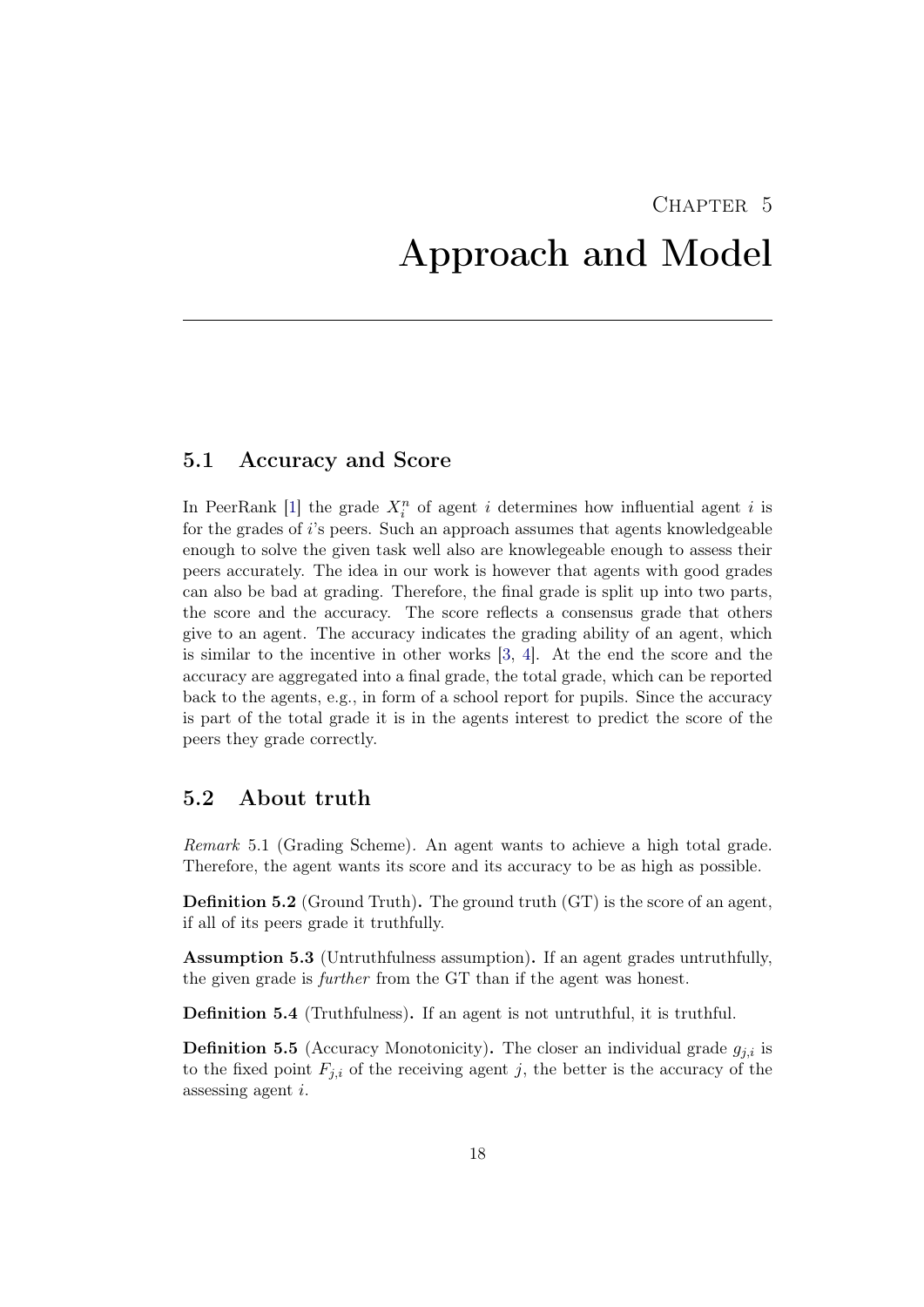# Chapter 5

# Approach and Model

## 5.1 Accuracy and Score

In PeerRank [1] the grade $X_i^n$ of agent $i$ determines how influential agent $i$ is for the grades of $i$'s peers. Such an approach assumes that agents knowledgeable enough to solve the given task well also are knowlegeable enough to assess their peers accurately. The idea in our work is however that agents with good grades can also be bad at grading. Therefore, the final grade is split up into two parts, the score and the accuracy. The score reflects a consensus grade that others give to an agent. The accuracy indicates the grading ability of an agent, which is similar to the incentive in other works [3, 4]. At the end the score and the accuracy are aggregated into a final grade, the total grade, which can be reported back to the agents, e.g., in form of a school report for pupils. Since the accuracy is part of the total grade it is in the agents interest to predict the score of the peers they grade correctly.

## 5.2 About truth

*Remark* 5.1 (Grading Scheme). An agent wants to achieve a high total grade. Therefore, the agent wants its score and its accuracy to be as high as possible.

**Definition 5.2** (Ground Truth)**.** The ground truth (GT) is the score of an agent, if all of its peers grade it truthfully.

**Assumption 5.3** (Untruthfulness assumption)**.** If an agent grades untruthfully, the given grade is *further* from the GT than if the agent was honest.

**Definition 5.4** (Truthfulness)**.** If an agent is not untruthful, it is truthful.

**Definition 5.5** (Accuracy Monotonicity)**.** The closer an individual grade $g_{j,i}$ is to the fixed point $F_{j,i}$ of the receiving agent $j$, the better is the accuracy of the assessing agent $i$.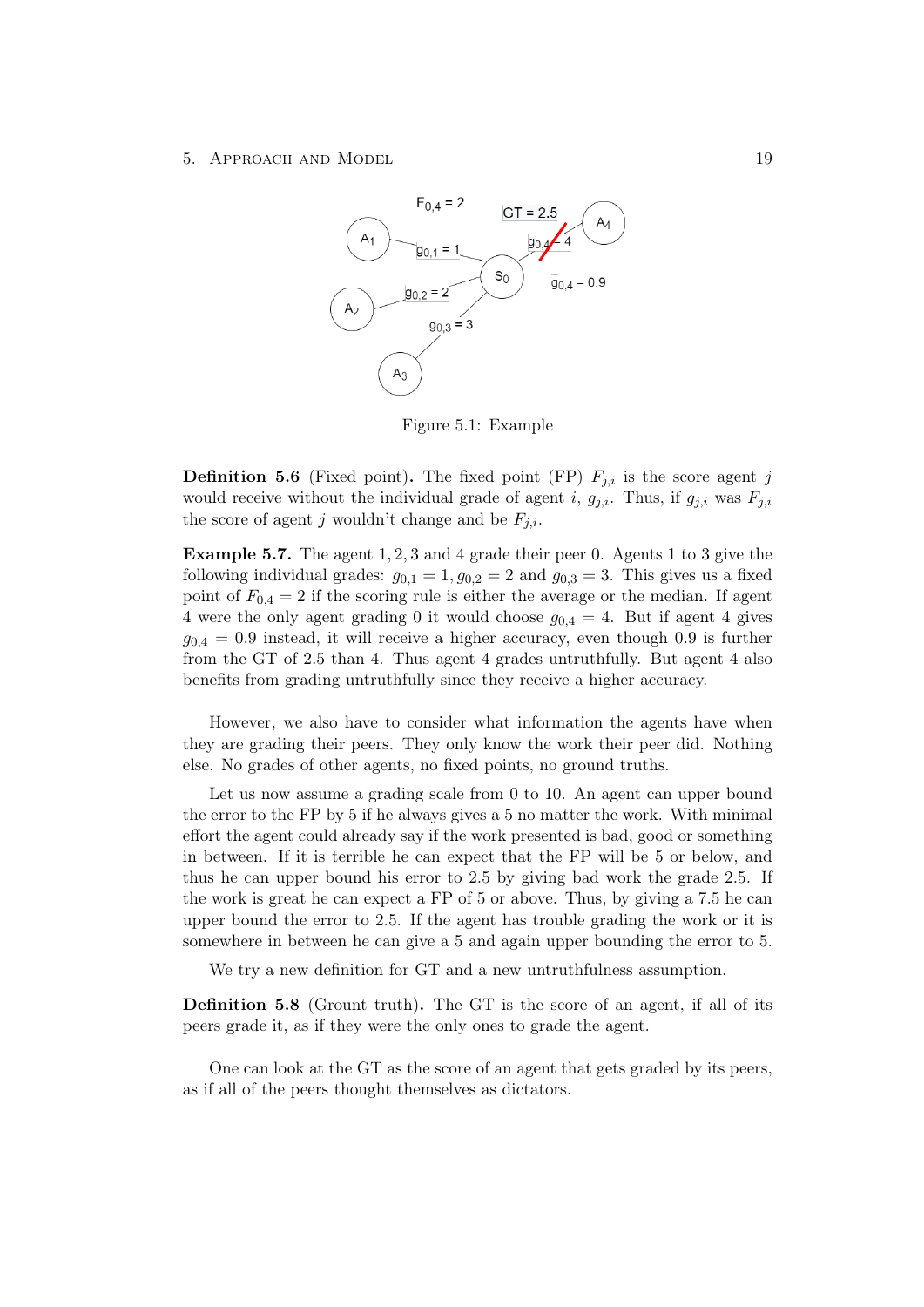Figure 5.1: Example

**Definition 5.6** (Fixed point)**.** The fixed point (FP) $F_{j,i}$ is the score agent $j$ would receive without the individual grade of agent $i$, $g_{j,i}$. Thus, if $g_{j,i}$ was $F_{j,i}$ the score of agent $j$ wouldn't change and be $F_{j,i}$.

**Example 5.7.** The agent $1, 2, 3$ and $4$ grade their peer $0$. Agents 1 to 3 give the following individual grades: $g_{0,1} = 1, g_{0,2} = 2$ and $g_{0,3} = 3$. This gives us a fixed point of $F_{0,4} = 2$ if the scoring rule is either the average or the median. If agent 4 were the only agent grading 0 it would choose $g_{0,4} = 4$. But if agent 4 gives $g_{0,4} = 0.9$ instead, it will receive a higher accuracy, even though 0.9 is further from the GT of 2.5 than 4. Thus agent 4 grades untruthfully. But agent 4 also benefits from grading untruthfully since they receive a higher accuracy.

However, we also have to consider what information the agents have when they are grading their peers. They only know the work their peer did. Nothing else. No grades of other agents, no fixed points, no ground truths.

Let us now assume a grading scale from 0 to 10. An agent can upper bound the error to the FP by 5 if he always gives a 5 no matter the work. With minimal effort the agent could already say if the work presented is bad, good or something in between. If it is terrible he can expect that the FP will be 5 or below, and thus he can upper bound his error to 2.5 by giving bad work the grade 2.5. If the work is great he can expect a FP of 5 or above. Thus, by giving a 7.5 he can upper bound the error to 2.5. If the agent has trouble grading the work or it is somewhere in between he can give a 5 and again upper bounding the error to 5.

We try a new definition for GT and a new untruthfulness assumption.

**Definition 5.8** (Grount truth)**.** The GT is the score of an agent, if all of its peers grade it, as if they were the only ones to grade the agent.

One can look at the GT as the score of an agent that gets graded by its peers, as if all of the peers thought themselves as dictators.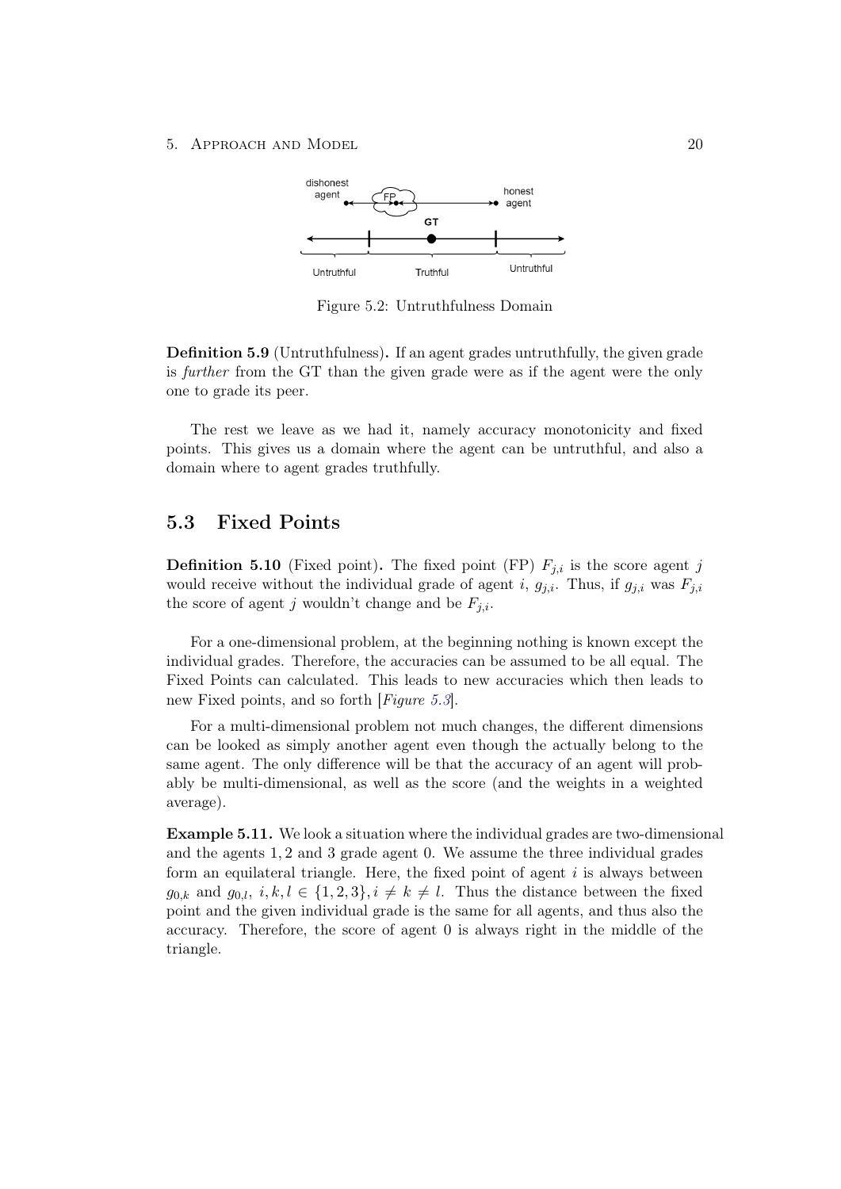Figure 5.2: Untruthfulness Domain

**Definition 5.9** (Untruthfulness)**.** If an agent grades untruthfully, the given grade is *further* from the GT than the given grade were as if the agent were the only one to grade its peer.

The rest we leave as we had it, namely accuracy monotonicity and fixed points. This gives us a domain where the agent can be untruthful, and also a domain where to agent grades truthfully.

## 5.3 Fixed Points

**Definition 5.10** (Fixed point)**.** The fixed point (FP) $F_{j,i}$ is the score agent $j$ would receive without the individual grade of agent $i$, $g_{j,i}$. Thus, if $g_{j,i}$ was $F_{j,i}$ the score of agent $j$ wouldn't change and be $F_{j,i}$.

For a one-dimensional problem, at the beginning nothing is known except the individual grades. Therefore, the accuracies can be assumed to be all equal. The Fixed Points can calculated. This leads to new accuracies which then leads to new Fixed points, and so forth [*Figure 5.3*].

For a multi-dimensional problem not much changes, the different dimensions can be looked as simply another agent even though the actually belong to the same agent. The only difference will be that the accuracy of an agent will probably be multi-dimensional, as well as the score (and the weights in a weighted average).

**Example 5.11.** We look a situation where the individual grades are two-dimensional and the agents $1, 2$ and $3$ grade agent $0$. We assume the three individual grades form an equilateral triangle. Here, the fixed point of agent $i$ is always between $g_{0,k}$ and $g_{0,l}$, $i, k, l \in \{1, 2, 3\}, i \neq k \neq l$. Thus the distance between the fixed point and the given individual grade is the same for all agents, and thus also the accuracy. Therefore, the score of agent 0 is always right in the middle of the triangle.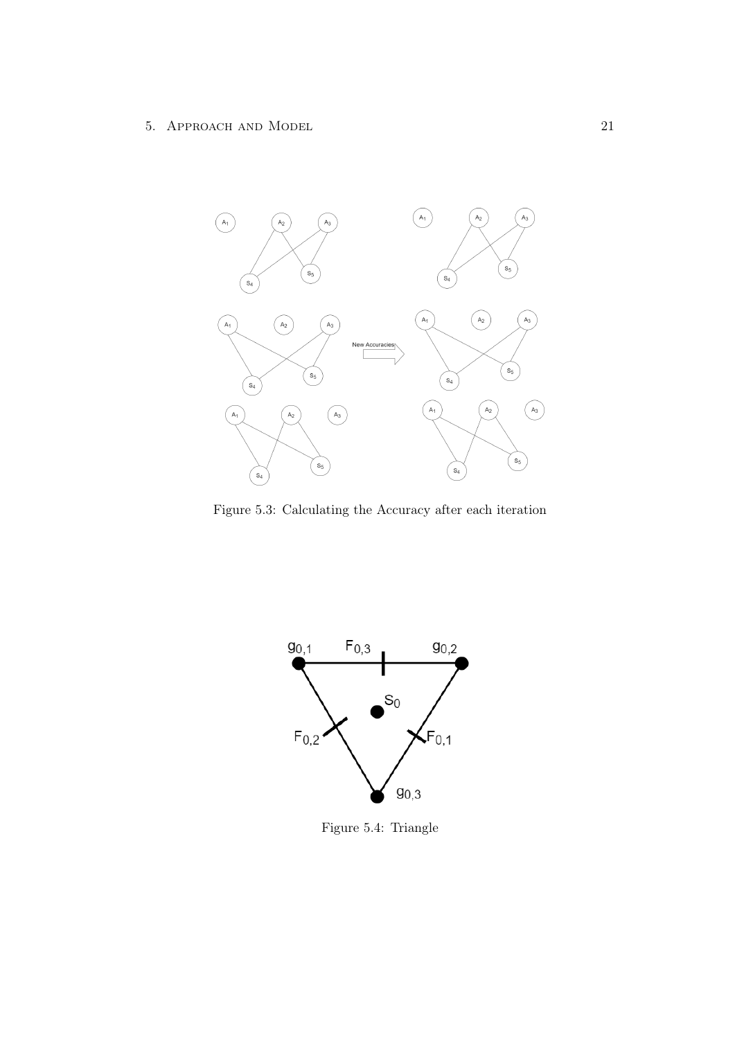Figure 5.3: Calculating the Accuracy after each iteration

Figure 5.4: Triangle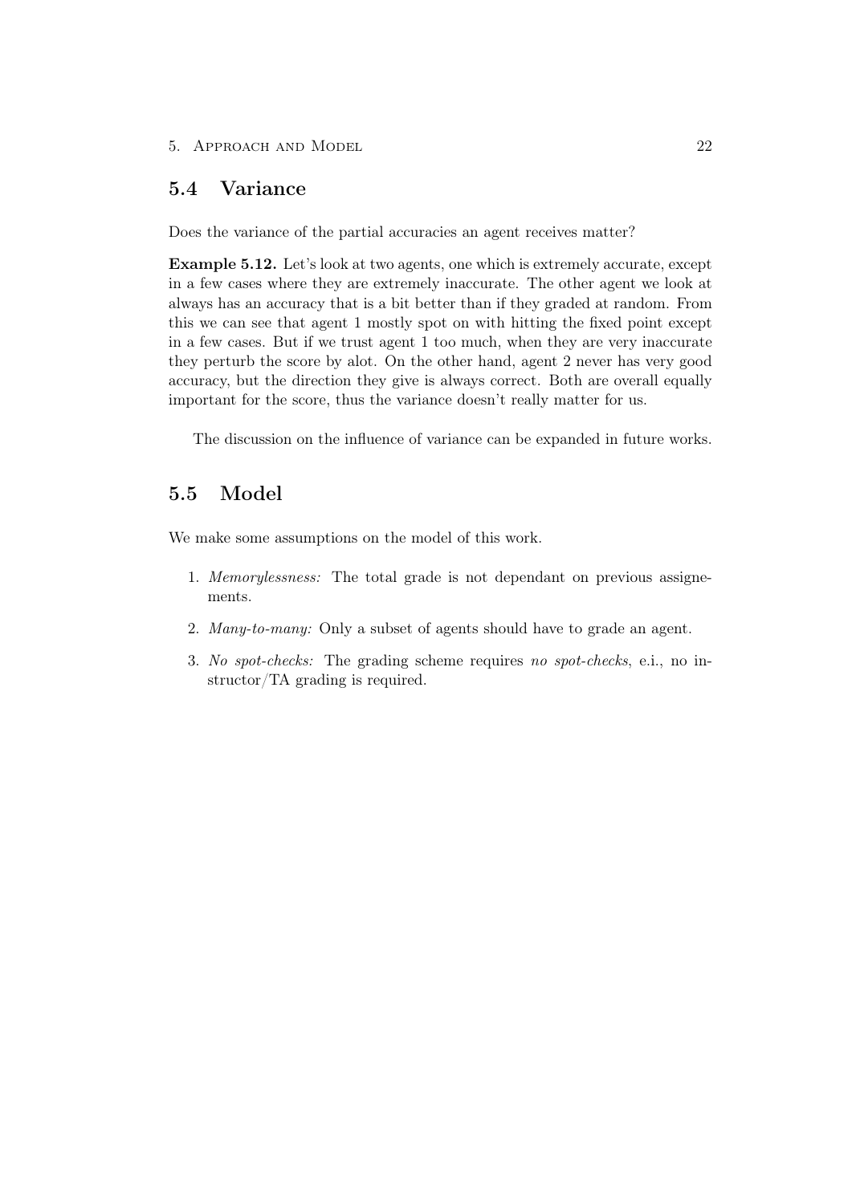## 5.4 Variance

Does the variance of the partial accuracies an agent receives matter?

**Example 5.12.** Let's look at two agents, one which is extremely accurate, except in a few cases where they are extremely inaccurate. The other agent we look at always has an accuracy that is a bit better than if they graded at random. From this we can see that agent 1 mostly spot on with hitting the fixed point except in a few cases. But if we trust agent 1 too much, when they are very inaccurate they perturb the score by alot. On the other hand, agent 2 never has very good accuracy, but the direction they give is always correct. Both are overall equally important for the score, thus the variance doesn't really matter for us.

The discussion on the influence of variance can be expanded in future works.

## 5.5 Model

We make some assumptions on the model of this work.

1. *Memorylessness:* The total grade is not dependant on previous assignements.
2. *Many-to-many:* Only a subset of agents should have to grade an agent.
3. *No spot-checks:* The grading scheme requires *no spot-checks*, e.i., no instructor/TA grading is required.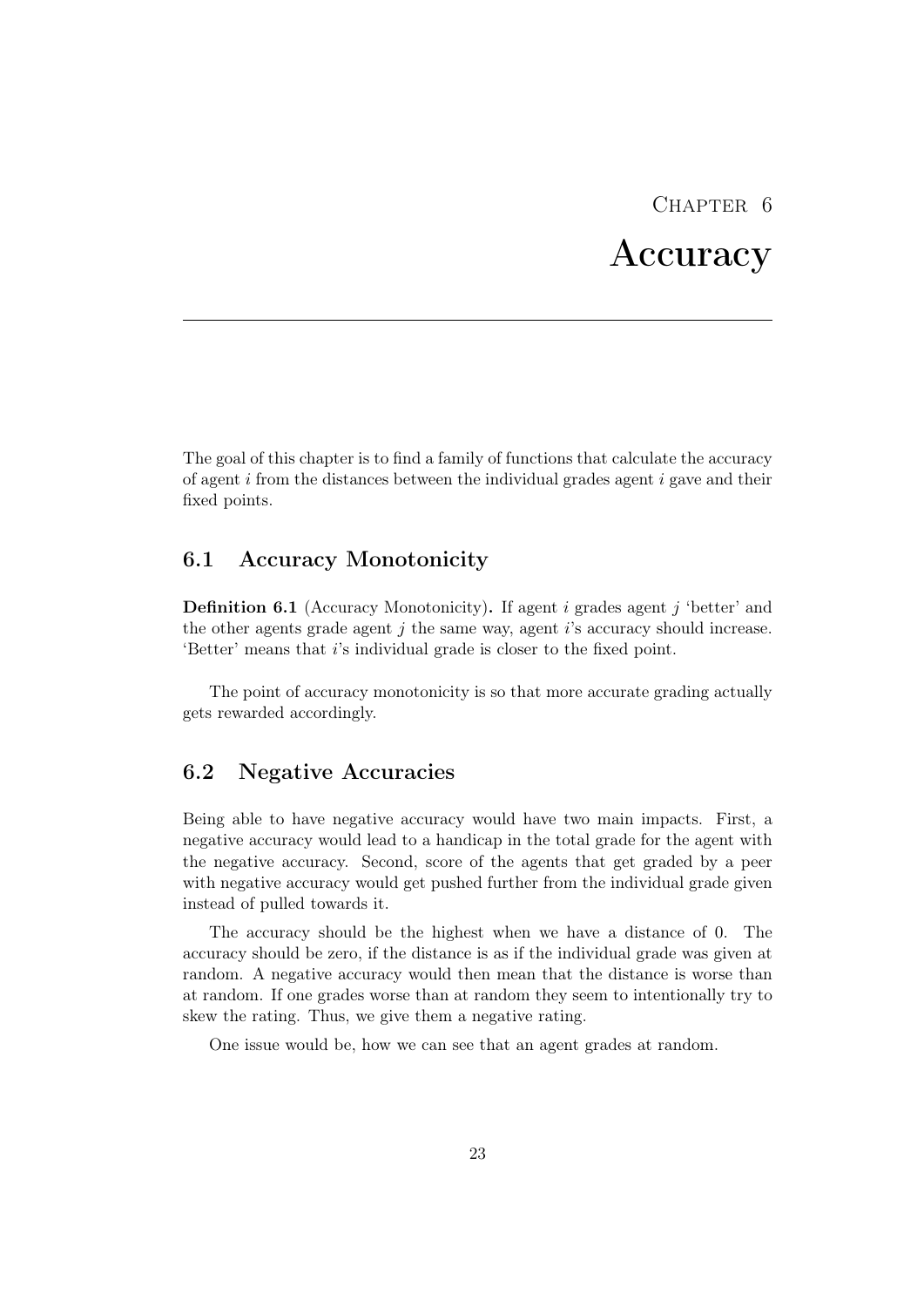# Chapter 6
# Accuracy

The goal of this chapter is to find a family of functions that calculate the accuracy of agent $i$ from the distances between the individual grades agent $i$ gave and their fixed points.

## 6.1 Accuracy Monotonicity

**Definition 6.1** (Accuracy Monotonicity)**.** If agent $i$ grades agent $j$ 'better' and the other agents grade agent $j$ the same way, agent $i$'s accuracy should increase. 'Better' means that $i$'s individual grade is closer to the fixed point.

The point of accuracy monotonicity is so that more accurate grading actually gets rewarded accordingly.

## 6.2 Negative Accuracies

Being able to have negative accuracy would have two main impacts. First, a negative accuracy would lead to a handicap in the total grade for the agent with the negative accuracy. Second, score of the agents that get graded by a peer with negative accuracy would get pushed further from the individual grade given instead of pulled towards it.

The accuracy should be the highest when we have a distance of 0. The accuracy should be zero, if the distance is as if the individual grade was given at random. A negative accuracy would then mean that the distance is worse than at random. If one grades worse than at random they seem to intentionally try to skew the rating. Thus, we give them a negative rating.

One issue would be, how we can see that an agent grades at random.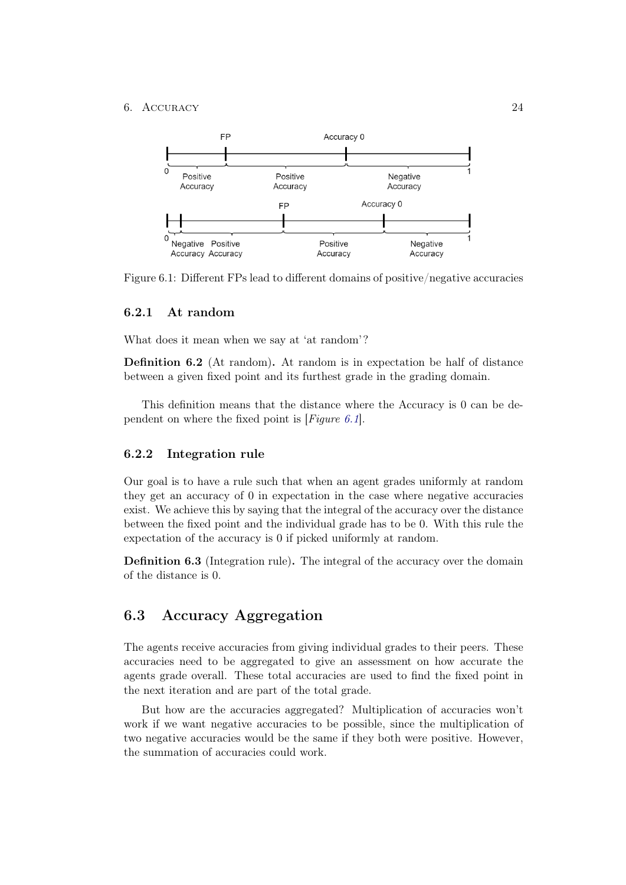Figure 6.1: Different FPs lead to different domains of positive/negative accuracies

### 6.2.1 At random

What does it mean when we say at 'at random'?

**Definition 6.2** (At random)**.** At random is in expectation be half of distance between a given fixed point and its furthest grade in the grading domain.

This definition means that the distance where the Accuracy is 0 can be dependent on where the fixed point is [*Figure 6.1*].

### 6.2.2 Integration rule

Our goal is to have a rule such that when an agent grades uniformly at random they get an accuracy of 0 in expectation in the case where negative accuracies exist. We achieve this by saying that the integral of the accuracy over the distance between the fixed point and the individual grade has to be 0. With this rule the expectation of the accuracy is 0 if picked uniformly at random.

**Definition 6.3** (Integration rule)**.** The integral of the accuracy over the domain of the distance is 0.

## 6.3 Accuracy Aggregation

The agents receive accuracies from giving individual grades to their peers. These accuracies need to be aggregated to give an assessment on how accurate the agents grade overall. These total accuracies are used to find the fixed point in the next iteration and are part of the total grade.

But how are the accuracies aggregated? Multiplication of accuracies won't work if we want negative accuracies to be possible, since the multiplication of two negative accuracies would be the same if they both were positive. However, the summation of accuracies could work.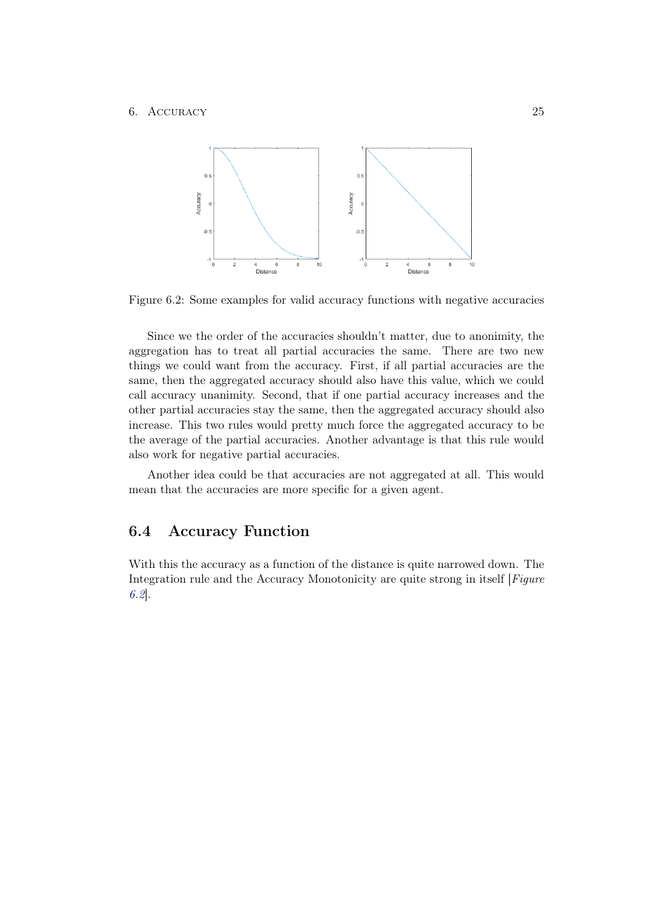Figure 6.2: Some examples for valid accuracy functions with negative accuracies

Since we the order of the accuracies shouldn't matter, due to anonimity, the aggregation has to treat all partial accuracies the same. There are two new things we could want from the accuracy. First, if all partial accuracies are the same, then the aggregated accuracy should also have this value, which we could call accuracy unanimity. Second, that if one partial accuracy increases and the other partial accuracies stay the same, then the aggregated accuracy should also increase. This two rules would pretty much force the aggregated accuracy to be the average of the partial accuracies. Another advantage is that this rule would also work for negative partial accuracies.

Another idea could be that accuracies are not aggregated at all. This would mean that the accuracies are more specific for a given agent.

## 6.4 Accuracy Function

With this the accuracy as a function of the distance is quite narrowed down. The Integration rule and the Accuracy Monotonicity are quite strong in itself [*Figure 6.2*].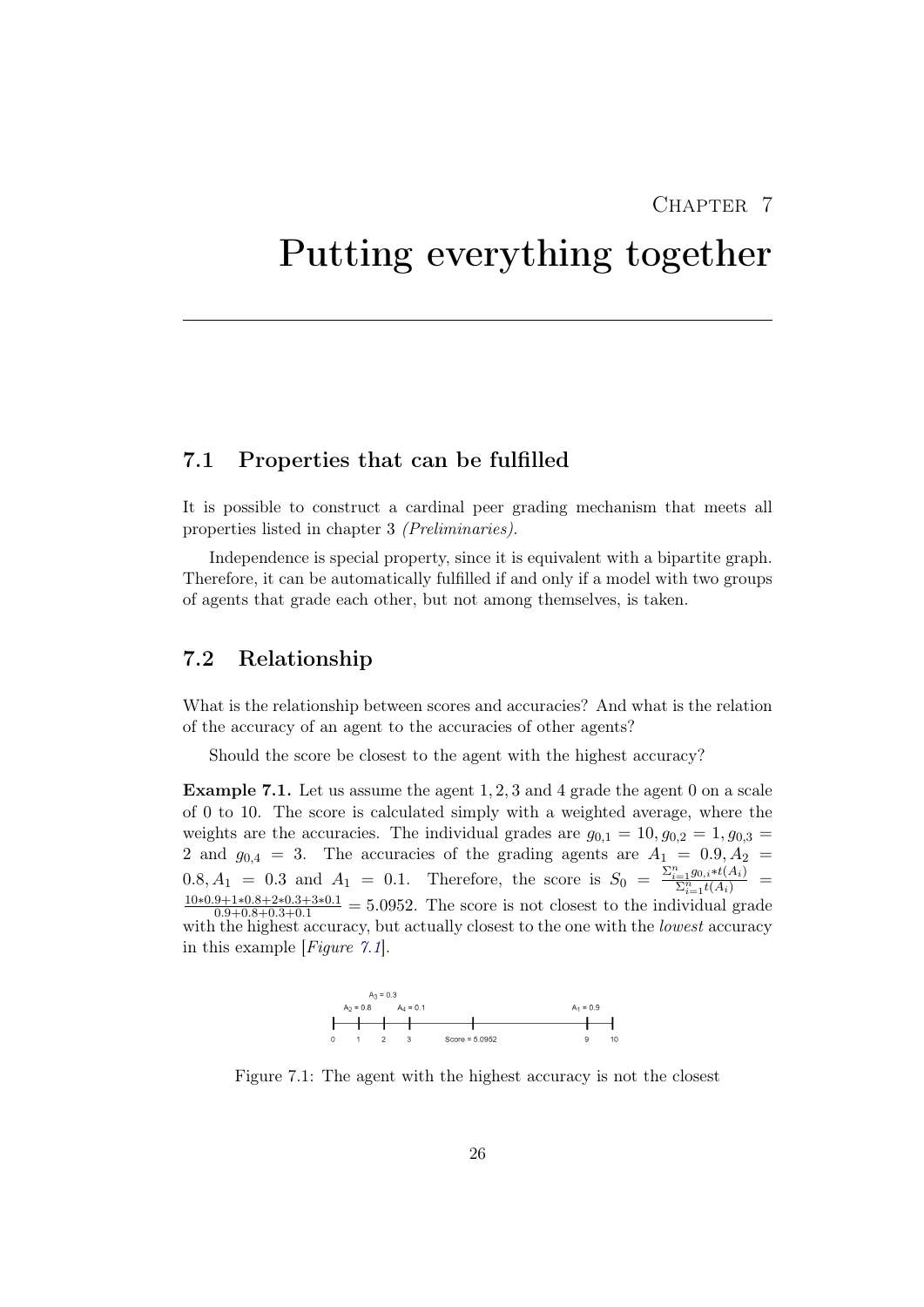# Chapter 7

# Putting everything together

## 7.1 Properties that can be fulfilled

It is possible to construct a cardinal peer grading mechanism that meets all properties listed in chapter 3 *(Preliminaries)*.

Independence is special property, since it is equivalent with a bipartite graph. Therefore, it can be automatically fulfilled if and only if a model with two groups of agents that grade each other, but not among themselves, is taken.

## 7.2 Relationship

What is the relationship between scores and accuracies? And what is the relation of the accuracy of an agent to the accuracies of other agents?

Should the score be closest to the agent with the highest accuracy?

**Example 7.1.** Let us assume the agent 1, 2, 3 and 4 grade the agent 0 on a scale of 0 to 10. The score is calculated simply with a weighted average, where the weights are the accuracies. The individual grades are $g_{0,1} = 10, g_{0,2} = 1, g_{0,3} = 2$ and $g_{0,4} = 3$. The accuracies of the grading agents are $A_1 = 0.9, A_2 = 0.8, A_1 = 0.3$ and $A_1 = 0.1$. Therefore, the score is $S_0 = \frac{\Sigma_{i=1}^{n} g_{0,i} * t(A_i)}{\Sigma_{i=1}^{n} t(A_i)} = \frac{10*0.9+1*0.8+2*0.3+3*0.1}{0.9+0.8+0.3+0.1} = 5.0952$. The score is not closest to the individual grade with the highest accuracy, but actually closest to the one with the *lowest* accuracy in this example [*Figure 7.1*].

Figure 7.1: The agent with the highest accuracy is not the closest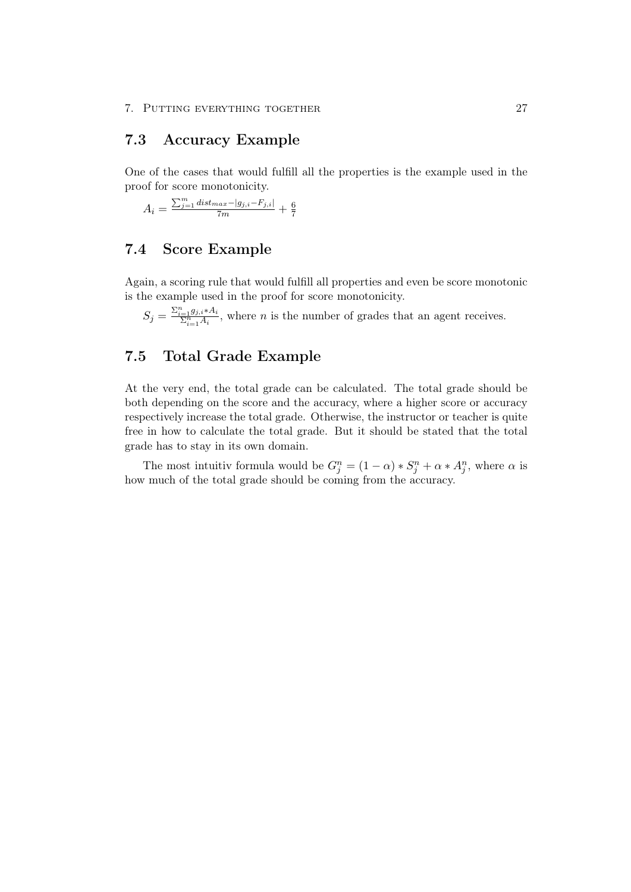## 7.3 Accuracy Example

One of the cases that would fulfill all the properties is the example used in the proof for score monotonicity.

$A_i = \frac{\sum_{j=1}^{m} dist_{max} - |g_{j,i} - F_{j,i}|}{7m} + \frac{6}{7}$

## 7.4 Score Example

Again, a scoring rule that would fulfill all properties and even be score monotonic is the example used in the proof for score monotonicity.

$S_j = \frac{\Sigma_{i=1}^{n} g_{j,i} * A_i}{\Sigma_{i=1}^{n} A_i}$, where $n$ is the number of grades that an agent receives.

## 7.5 Total Grade Example

At the very end, the total grade can be calculated. The total grade should be both depending on the score and the accuracy, where a higher score or accuracy respectively increase the total grade. Otherwise, the instructor or teacher is quite free in how to calculate the total grade. But it should be stated that the total grade has to stay in its own domain.

The most intuitiv formula would be $G_j^n = (1 - \alpha) * S_j^n + \alpha * A_j^n$, where $\alpha$ is how much of the total grade should be coming from the accuracy.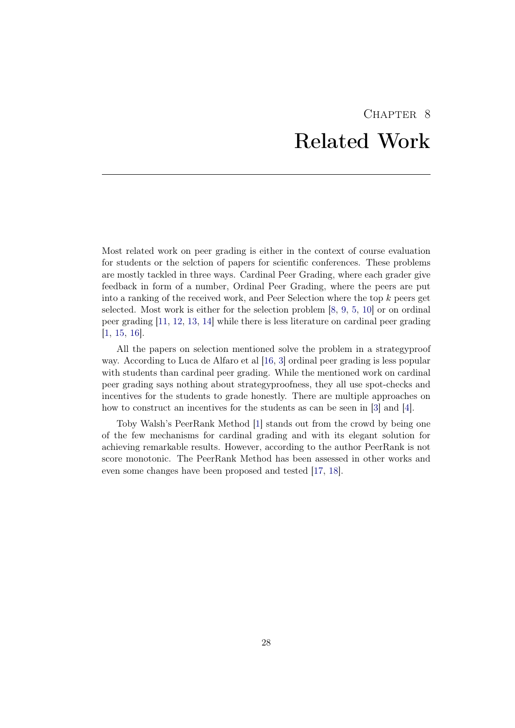# Chapter 8
# Related Work

Most related work on peer grading is either in the context of course evaluation for students or the selction of papers for scientific conferences. These problems are mostly tackled in three ways. Cardinal Peer Grading, where each grader give feedback in form of a number, Ordinal Peer Grading, where the peers are put into a ranking of the received work, and Peer Selection where the top $k$ peers get selected. Most work is either for the selection problem [8, 9, 5, 10] or on ordinal peer grading [11, 12, 13, 14] while there is less literature on cardinal peer grading [1, 15, 16].

All the papers on selection mentioned solve the problem in a strategyproof way. According to Luca de Alfaro et al [16, 3] ordinal peer grading is less popular with students than cardinal peer grading. While the mentioned work on cardinal peer grading says nothing about strategyproofness, they all use spot-checks and incentives for the students to grade honestly. There are multiple approaches on how to construct an incentives for the students as can be seen in [3] and [4].

Toby Walsh's PeerRank Method [1] stands out from the crowd by being one of the few mechanisms for cardinal grading and with its elegant solution for achieving remarkable results. However, according to the author PeerRank is not score monotonic. The PeerRank Method has been assessed in other works and even some changes have been proposed and tested [17, 18].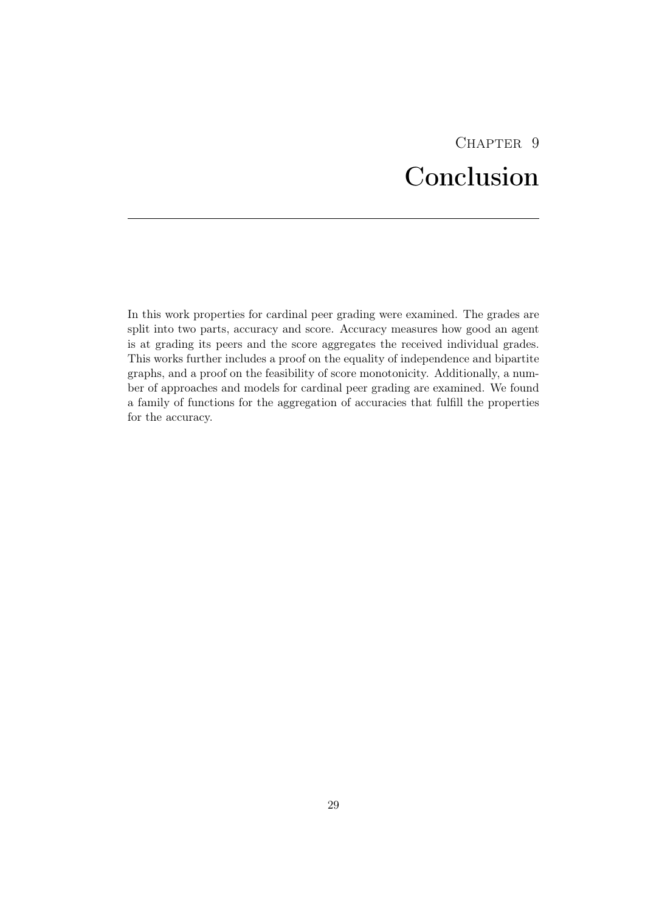# Chapter 9
# Conclusion

In this work properties for cardinal peer grading were examined. The grades are split into two parts, accuracy and score. Accuracy measures how good an agent is at grading its peers and the score aggregates the received individual grades. This works further includes a proof on the equality of independence and bipartite graphs, and a proof on the feasibility of score monotonicity. Additionally, a number of approaches and models for cardinal peer grading are examined. We found a family of functions for the aggregation of accuracies that fulfill the properties for the accuracy.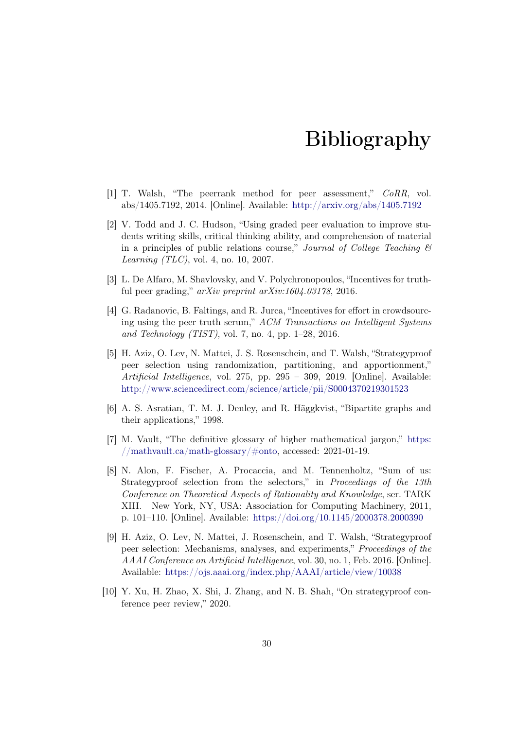# Bibliography

[1] T. Walsh, "The peerrank method for peer assessment," *CoRR*, vol. abs/1405.7192, 2014. [Online]. Available: http://arxiv.org/abs/1405.7192

[2] V. Todd and J. C. Hudson, "Using graded peer evaluation to improve students writing skills, critical thinking ability, and comprehension of material in a principles of public relations course," *Journal of College Teaching & Learning (TLC)*, vol. 4, no. 10, 2007.

[3] L. De Alfaro, M. Shavlovsky, and V. Polychronopoulos, "Incentives for truthful peer grading," *arXiv preprint arXiv:1604.03178*, 2016.

[4] G. Radanovic, B. Faltings, and R. Jurca, "Incentives for effort in crowdsourcing using the peer truth serum," *ACM Transactions on Intelligent Systems and Technology (TIST)*, vol. 7, no. 4, pp. 1–28, 2016.

[5] H. Aziz, O. Lev, N. Mattei, J. S. Rosenschein, and T. Walsh, "Strategyproof peer selection using randomization, partitioning, and apportionment," *Artificial Intelligence*, vol. 275, pp. 295 – 309, 2019. [Online]. Available: http://www.sciencedirect.com/science/article/pii/S0004370219301523

[6] A. S. Asratian, T. M. J. Denley, and R. Häggkvist, "Bipartite graphs and their applications," 1998.

[7] M. Vault, "The definitive glossary of higher mathematical jargon," https://mathvault.ca/math-glossary/#onto, accessed: 2021-01-19.

[8] N. Alon, F. Fischer, A. Procaccia, and M. Tennenholtz, "Sum of us: Strategyproof selection from the selectors," in *Proceedings of the 13th Conference on Theoretical Aspects of Rationality and Knowledge*, ser. TARK XIII. New York, NY, USA: Association for Computing Machinery, 2011, p. 101–110. [Online]. Available: https://doi.org/10.1145/2000378.2000390

[9] H. Aziz, O. Lev, N. Mattei, J. Rosenschein, and T. Walsh, "Strategyproof peer selection: Mechanisms, analyses, and experiments," *Proceedings of the AAAI Conference on Artificial Intelligence*, vol. 30, no. 1, Feb. 2016. [Online]. Available: https://ojs.aaai.org/index.php/AAAI/article/view/10038

[10] Y. Xu, H. Zhao, X. Shi, J. Zhang, and N. B. Shah, "On strategyproof conference peer review," 2020.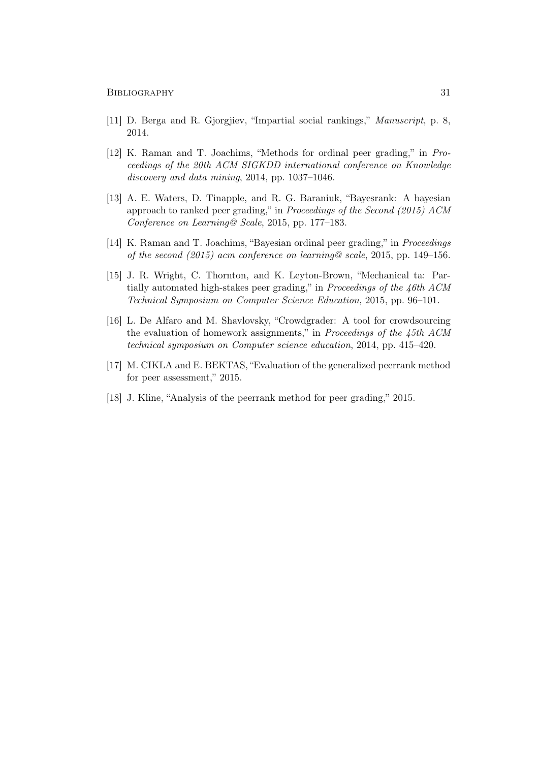[11] D. Berga and R. Gjorgjiev, "Impartial social rankings," *Manuscript*, p. 8, 2014.

[12] K. Raman and T. Joachims, "Methods for ordinal peer grading," in *Proceedings of the 20th ACM SIGKDD international conference on Knowledge discovery and data mining*, 2014, pp. 1037–1046.

[13] A. E. Waters, D. Tinapple, and R. G. Baraniuk, "Bayesrank: A bayesian approach to ranked peer grading," in *Proceedings of the Second (2015) ACM Conference on Learning@ Scale*, 2015, pp. 177–183.

[14] K. Raman and T. Joachims, "Bayesian ordinal peer grading," in *Proceedings of the second (2015) acm conference on learning@ scale*, 2015, pp. 149–156.

[15] J. R. Wright, C. Thornton, and K. Leyton-Brown, "Mechanical ta: Partially automated high-stakes peer grading," in *Proceedings of the 46th ACM Technical Symposium on Computer Science Education*, 2015, pp. 96–101.

[16] L. De Alfaro and M. Shavlovsky, "Crowdgrader: A tool for crowdsourcing the evaluation of homework assignments," in *Proceedings of the 45th ACM technical symposium on Computer science education*, 2014, pp. 415–420.

[17] M. CIKLA and E. BEKTAS, "Evaluation of the generalized peerrank method for peer assessment," 2015.

[18] J. Kline, "Analysis of the peerrank method for peer grading," 2015.